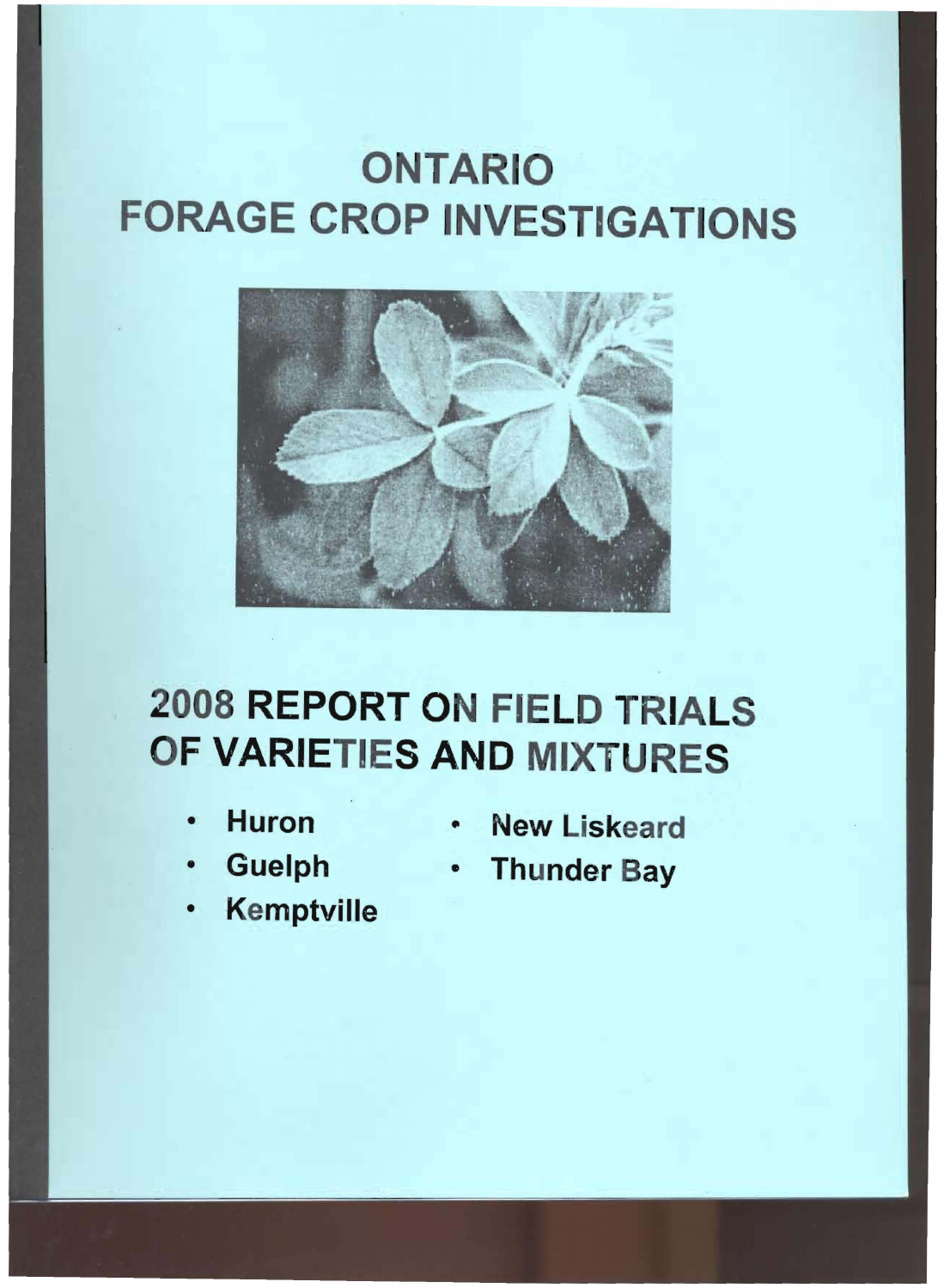# ONTARIO
# FORAGE CROP INVESTIGATIONS

# 2008 REPORT ON FIELD TRIALS OF VARIETIES AND MIXTURES

- **Huron**
- **Guelph**
- **Kemptville**
- **New Liskeard**
- **Thunder Bay**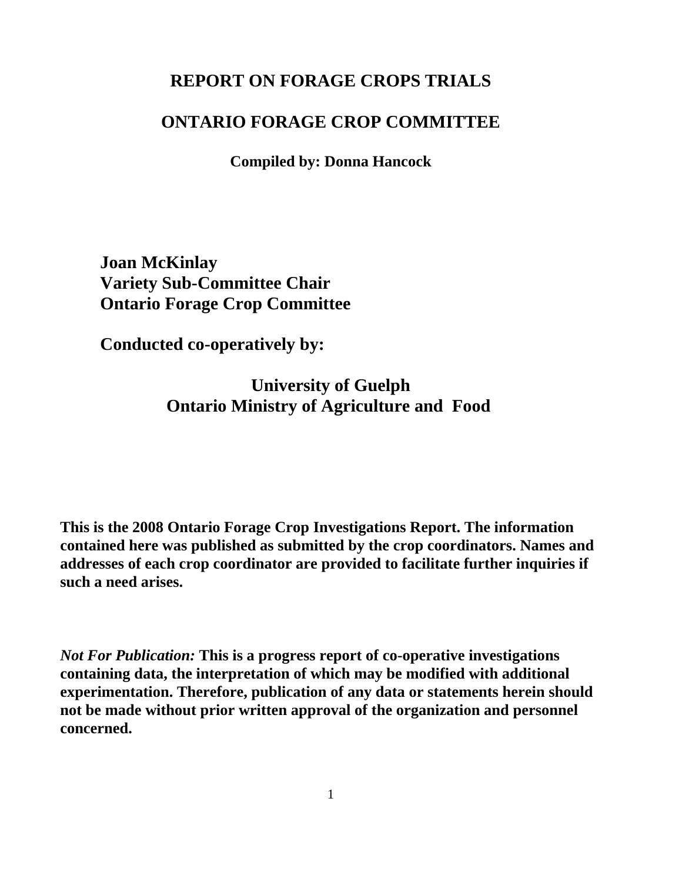# REPORT ON FORAGE CROPS TRIALS

# ONTARIO FORAGE CROP COMMITTEE

**Compiled by: Donna Hancock**

**Joan McKinlay**
**Variety Sub-Committee Chair**
**Ontario Forage Crop Committee**

**Conducted co-operatively by:**

**University of Guelph**
**Ontario Ministry of Agriculture and Food**

**This is the 2008 Ontario Forage Crop Investigations Report. The information contained here was published as submitted by the crop coordinators. Names and addresses of each crop coordinator are provided to facilitate further inquiries if such a need arises.**

***Not For Publication:*** **This is a progress report of co-operative investigations containing data, the interpretation of which may be modified with additional experimentation. Therefore, publication of any data or statements herein should not be made without prior written approval of the organization and personnel concerned.**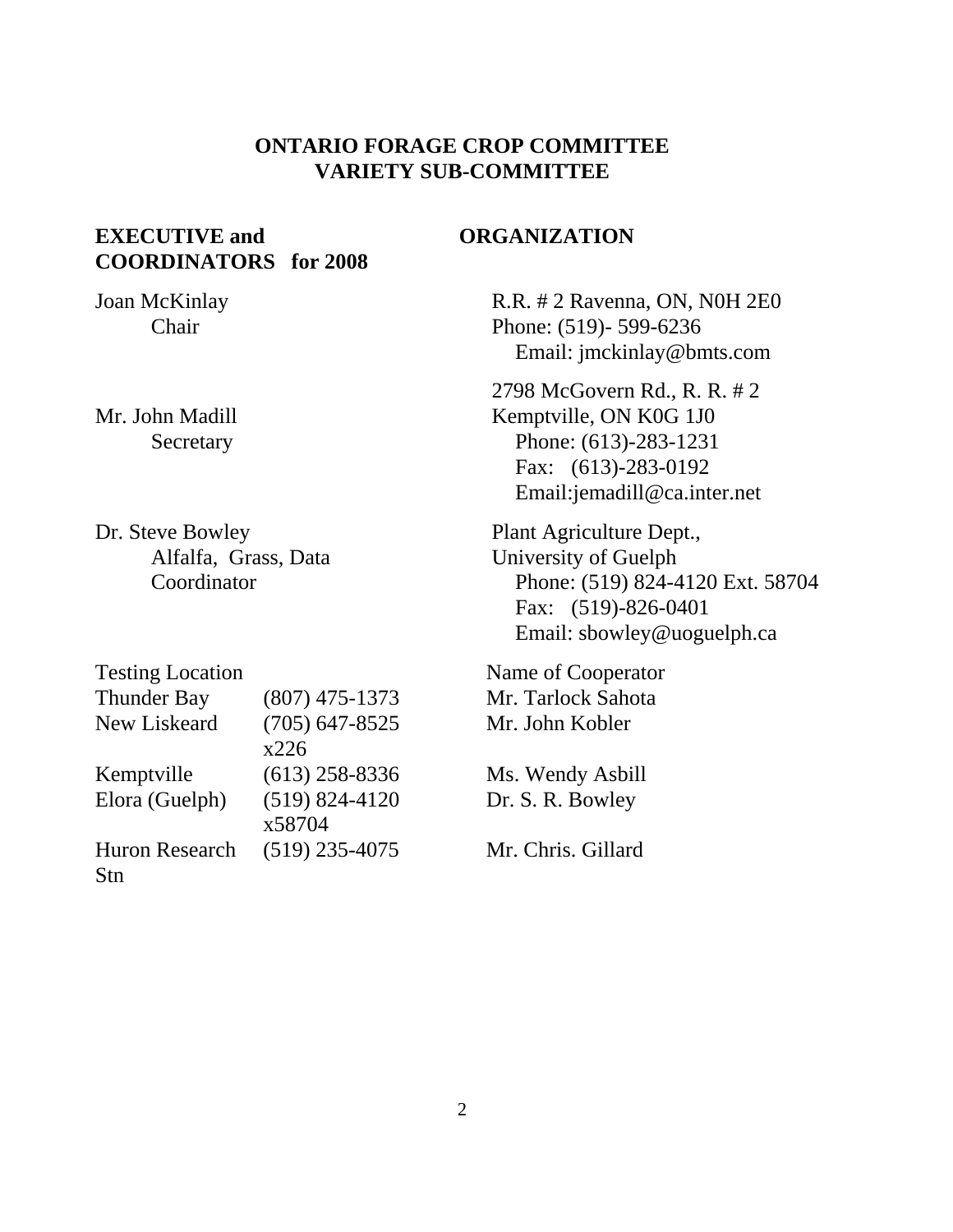## ONTARIO FORAGE CROP COMMITTEE
## VARIETY SUB-COMMITTEE

| **EXECUTIVE and COORDINATORS for 2008** | **ORGANIZATION** |
|---|---|
| Joan McKinlay<br>Chair | R.R. # 2 Ravenna, ON, N0H 2E0<br>Phone: (519)- 599-6236<br>Email: jmckinlay@bmts.com |
| Mr. John Madill<br>Secretary | 2798 McGovern Rd., R. R. # 2<br>Kemptville, ON K0G 1J0<br>Phone: (613)-283-1231<br>Fax: (613)-283-0192<br>Email:jemadill@ca.inter.net |
| Dr. Steve Bowley<br>Alfalfa, Grass, Data Coordinator | Plant Agriculture Dept.,<br>University of Guelph<br>Phone: (519) 824-4120 Ext. 58704<br>Fax: (519)-826-0401<br>Email: sbowley@uoguelph.ca |

| Testing Location | | Name of Cooperator |
|---|---|---|
| Thunder Bay | (807) 475-1373 | Mr. Tarlock Sahota |
| New Liskeard | (705) 647-8525 x226 | Mr. John Kobler |
| Kemptville | (613) 258-8336 | Ms. Wendy Asbill |
| Elora (Guelph) | (519) 824-4120 x58704 | Dr. S. R. Bowley |
| Huron Research Stn | (519) 235-4075 | Mr. Chris. Gillard |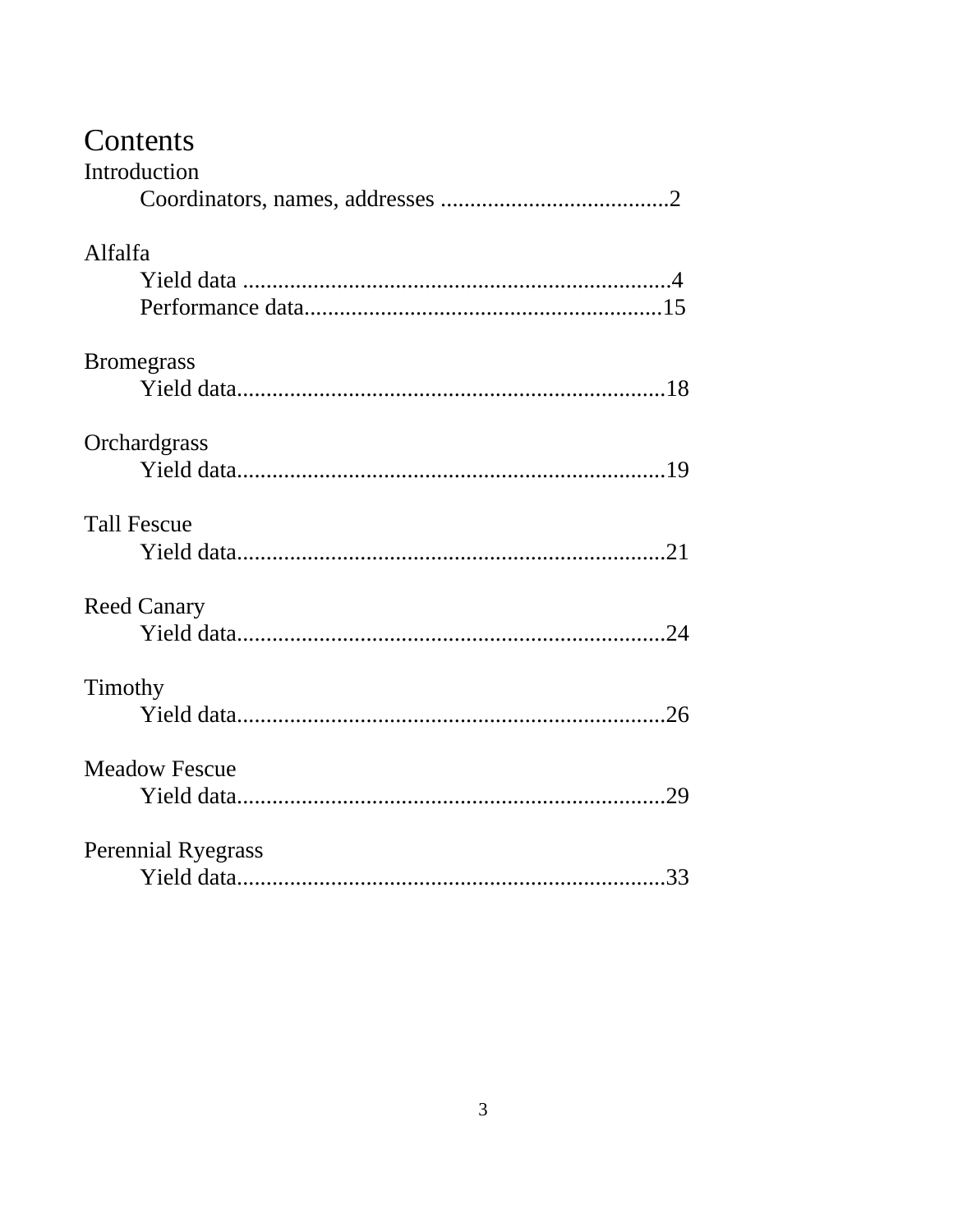# Contents

Introduction

- Coordinators, names, addresses .......................................2

Alfalfa

- Yield data .........................................................................4
- Performance data.............................................................15

Bromegrass

- Yield data.........................................................................18

Orchardgrass

- Yield data.........................................................................19

Tall Fescue

- Yield data.........................................................................21

Reed Canary

- Yield data.........................................................................24

Timothy

- Yield data.........................................................................26

Meadow Fescue

- Yield data.........................................................................29

Perennial Ryegrass

- Yield data.........................................................................33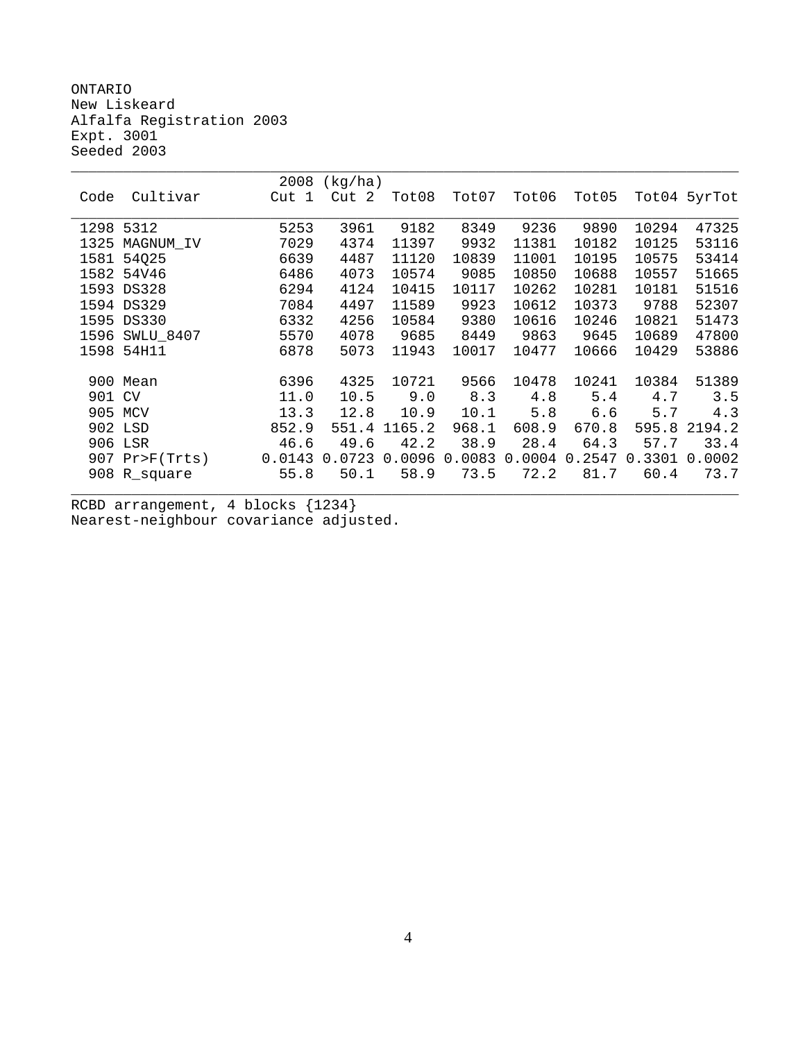ONTARIO
New Liskeard
Alfalfa Registration 2003
Expt. 3001
Seeded 2003

| Code | Cultivar | 2008 Cut 1 | (kg/ha) Cut 2 | Tot08 | Tot07 | Tot06 | Tot05 | Tot04 | 5yrTot |
|---|---|---|---|---|---|---|---|---|---|
| 1298 | 5312 | 5253 | 3961 | 9182 | 8349 | 9236 | 9890 | 10294 | 47325 |
| 1325 | MAGNUM_IV | 7029 | 4374 | 11397 | 9932 | 11381 | 10182 | 10125 | 53116 |
| 1581 | 54Q25 | 6639 | 4487 | 11120 | 10839 | 11001 | 10195 | 10575 | 53414 |
| 1582 | 54V46 | 6486 | 4073 | 10574 | 9085 | 10850 | 10688 | 10557 | 51665 |
| 1593 | DS328 | 6294 | 4124 | 10415 | 10117 | 10262 | 10281 | 10181 | 51516 |
| 1594 | DS329 | 7084 | 4497 | 11589 | 9923 | 10612 | 10373 | 9788 | 52307 |
| 1595 | DS330 | 6332 | 4256 | 10584 | 9380 | 10616 | 10246 | 10821 | 51473 |
| 1596 | SWLU_8407 | 5570 | 4078 | 9685 | 8449 | 9863 | 9645 | 10689 | 47800 |
| 1598 | 54H11 | 6878 | 5073 | 11943 | 10017 | 10477 | 10666 | 10429 | 53886 |
| | | | | | | | | | |
| 900 | Mean | 6396 | 4325 | 10721 | 9566 | 10478 | 10241 | 10384 | 51389 |
| 901 | CV | 11.0 | 10.5 | 9.0 | 8.3 | 4.8 | 5.4 | 4.7 | 3.5 |
| 905 | MCV | 13.3 | 12.8 | 10.9 | 10.1 | 5.8 | 6.6 | 5.7 | 4.3 |
| 902 | LSD | 852.9 | 551.4 | 1165.2 | 968.1 | 608.9 | 670.8 | 595.8 | 2194.2 |
| 906 | LSR | 46.6 | 49.6 | 42.2 | 38.9 | 28.4 | 64.3 | 57.7 | 33.4 |
| 907 | Pr>F(Trts) | 0.0143 | 0.0723 | 0.0096 | 0.0083 | 0.0004 | 0.2547 | 0.3301 | 0.0002 |
| 908 | R_square | 55.8 | 50.1 | 58.9 | 73.5 | 72.2 | 81.7 | 60.4 | 73.7 |

RCBD arrangement, 4 blocks {1234}
Nearest-neighbour covariance adjusted.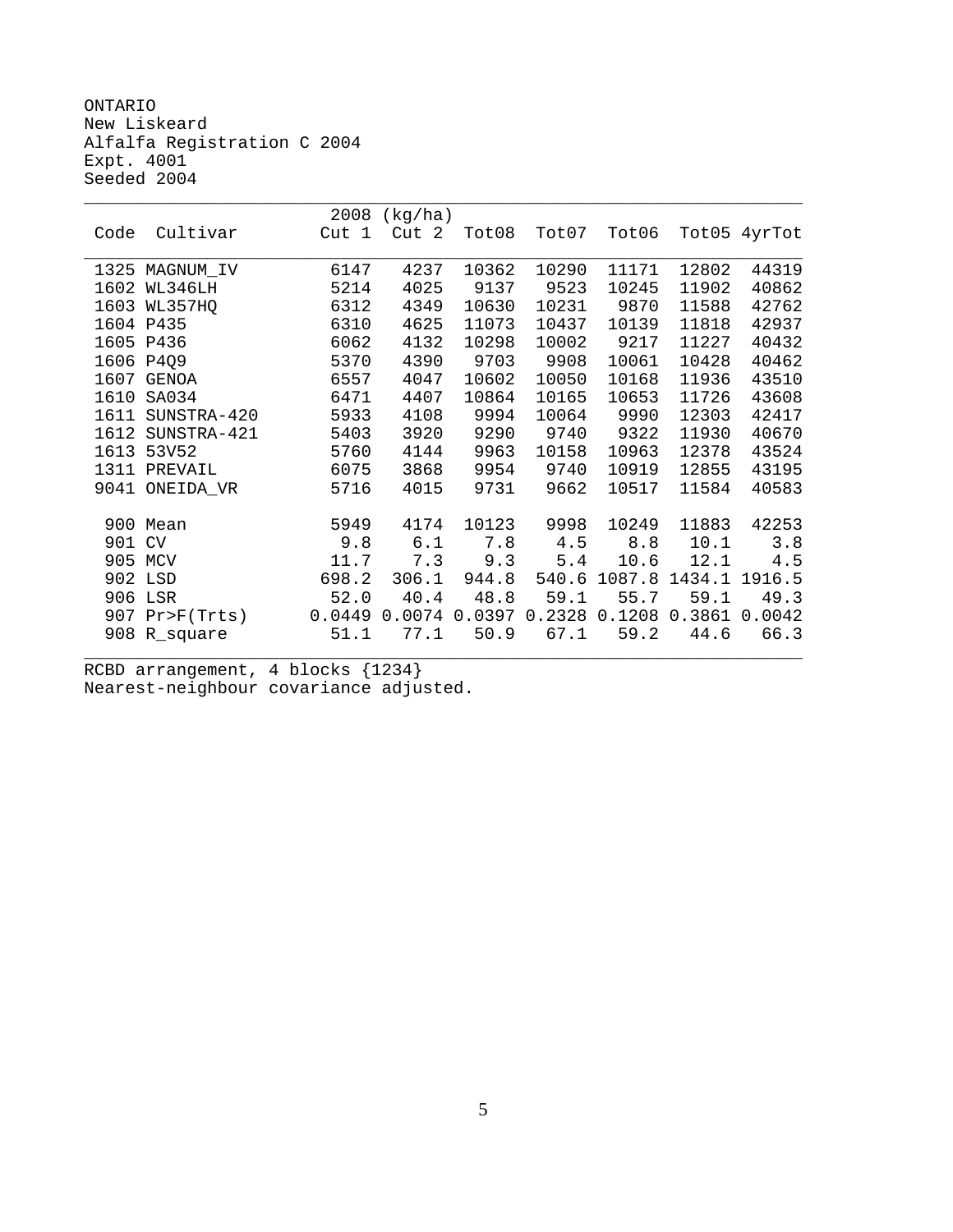ONTARIO
New Liskeard
Alfalfa Registration C 2004
Expt. 4001
Seeded 2004

| Code | Cultivar | 2008 (kg/ha) Cut 1 | Cut 2 | Tot08 | Tot07 | Tot06 | Tot05 | 4yrTot |
|---|---|---|---|---|---|---|---|---|
| 1325 | MAGNUM_IV | 6147 | 4237 | 10362 | 10290 | 11171 | 12802 | 44319 |
| 1602 | WL346LH | 5214 | 4025 | 9137 | 9523 | 10245 | 11902 | 40862 |
| 1603 | WL357HQ | 6312 | 4349 | 10630 | 10231 | 9870 | 11588 | 42762 |
| 1604 | P435 | 6310 | 4625 | 11073 | 10437 | 10139 | 11818 | 42937 |
| 1605 | P436 | 6062 | 4132 | 10298 | 10002 | 9217 | 11227 | 40432 |
| 1606 | P4Q9 | 5370 | 4390 | 9703 | 9908 | 10061 | 10428 | 40462 |
| 1607 | GENOA | 6557 | 4047 | 10602 | 10050 | 10168 | 11936 | 43510 |
| 1610 | SA034 | 6471 | 4407 | 10864 | 10165 | 10653 | 11726 | 43608 |
| 1611 | SUNSTRA-420 | 5933 | 4108 | 9994 | 10064 | 9990 | 12303 | 42417 |
| 1612 | SUNSTRA-421 | 5403 | 3920 | 9290 | 9740 | 9322 | 11930 | 40670 |
| 1613 | 53V52 | 5760 | 4144 | 9963 | 10158 | 10963 | 12378 | 43524 |
| 1311 | PREVAIL | 6075 | 3868 | 9954 | 9740 | 10919 | 12855 | 43195 |
| 9041 | ONEIDA_VR | 5716 | 4015 | 9731 | 9662 | 10517 | 11584 | 40583 |
| | | | | | | | | |
| 900 | Mean | 5949 | 4174 | 10123 | 9998 | 10249 | 11883 | 42253 |
| 901 | CV | 9.8 | 6.1 | 7.8 | 4.5 | 8.8 | 10.1 | 3.8 |
| 905 | MCV | 11.7 | 7.3 | 9.3 | 5.4 | 10.6 | 12.1 | 4.5 |
| 902 | LSD | 698.2 | 306.1 | 944.8 | 540.6 | 1087.8 | 1434.1 | 1916.5 |
| 906 | LSR | 52.0 | 40.4 | 48.8 | 59.1 | 55.7 | 59.1 | 49.3 |
| 907 | Pr>F(Trts) | 0.0449 | 0.0074 | 0.0397 | 0.2328 | 0.1208 | 0.3861 | 0.0042 |
| 908 | R_square | 51.1 | 77.1 | 50.9 | 67.1 | 59.2 | 44.6 | 66.3 |

RCBD arrangement, 4 blocks {1234}
Nearest-neighbour covariance adjusted.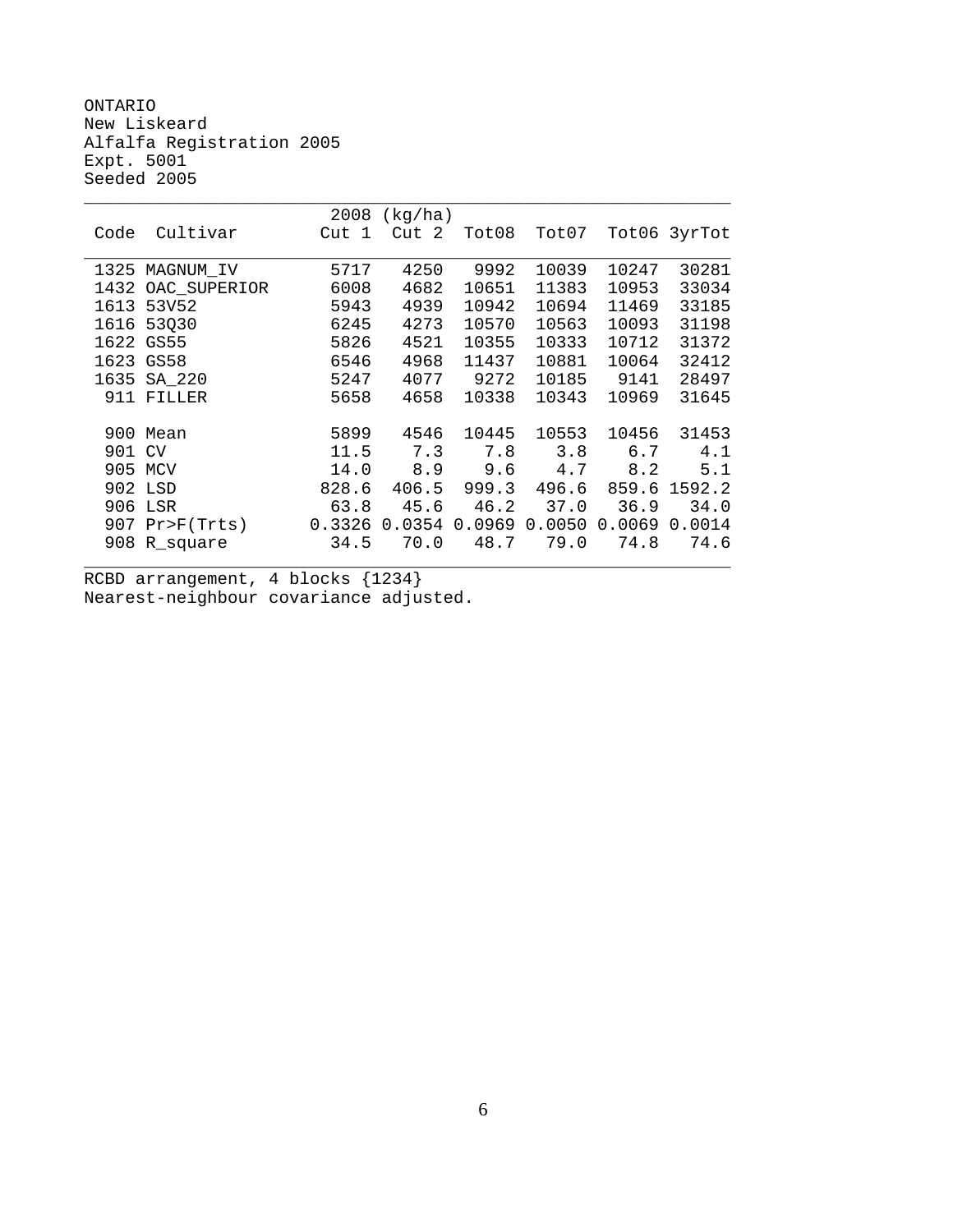ONTARIO
New Liskeard
Alfalfa Registration 2005
Expt. 5001
Seeded 2005

| Code | Cultivar | 2008 (kg/ha) Cut 1 | Cut 2 | Tot08 | Tot07 | Tot06 | 3yrTot |
|---|---|---|---|---|---|---|---|
| 1325 | MAGNUM_IV | 5717 | 4250 | 9992 | 10039 | 10247 | 30281 |
| 1432 | OAC_SUPERIOR | 6008 | 4682 | 10651 | 11383 | 10953 | 33034 |
| 1613 | 53V52 | 5943 | 4939 | 10942 | 10694 | 11469 | 33185 |
| 1616 | 53Q30 | 6245 | 4273 | 10570 | 10563 | 10093 | 31198 |
| 1622 | GS55 | 5826 | 4521 | 10355 | 10333 | 10712 | 31372 |
| 1623 | GS58 | 6546 | 4968 | 11437 | 10881 | 10064 | 32412 |
| 1635 | SA_220 | 5247 | 4077 | 9272 | 10185 | 9141 | 28497 |
| 911 | FILLER | 5658 | 4658 | 10338 | 10343 | 10969 | 31645 |
| | | | | | | | |
| 900 | Mean | 5899 | 4546 | 10445 | 10553 | 10456 | 31453 |
| 901 | CV | 11.5 | 7.3 | 7.8 | 3.8 | 6.7 | 4.1 |
| 905 | MCV | 14.0 | 8.9 | 9.6 | 4.7 | 8.2 | 5.1 |
| 902 | LSD | 828.6 | 406.5 | 999.3 | 496.6 | 859.6 | 1592.2 |
| 906 | LSR | 63.8 | 45.6 | 46.2 | 37.0 | 36.9 | 34.0 |
| 907 | Pr>F(Trts) | 0.3326 | 0.0354 | 0.0969 | 0.0050 | 0.0069 | 0.0014 |
| 908 | R_square | 34.5 | 70.0 | 48.7 | 79.0 | 74.8 | 74.6 |

RCBD arrangement, 4 blocks {1234}
Nearest-neighbour covariance adjusted.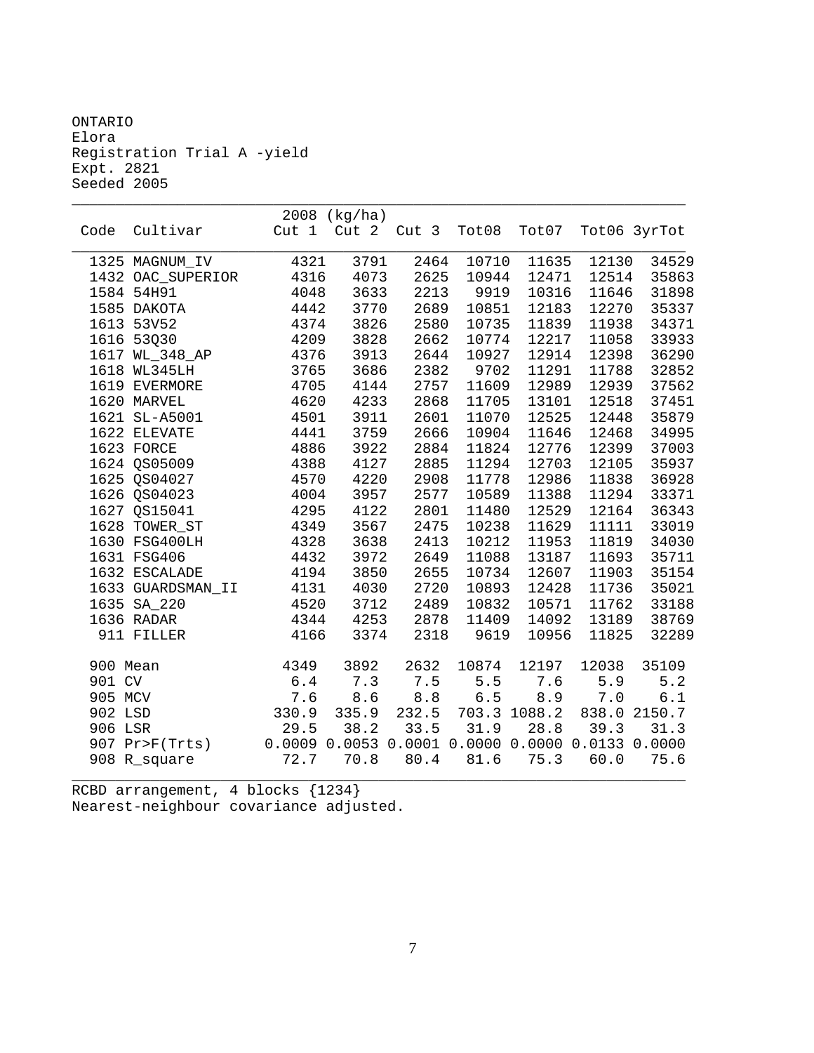ONTARIO
Elora
Registration Trial A -yield
Expt. 2821
Seeded 2005

| Code | Cultivar | 2008 (kg/ha) Cut 1 | Cut 2 | Cut 3 | Tot08 | Tot07 | Tot06 | 3yrTot |
|---|---|---|---|---|---|---|---|---|
| 1325 | MAGNUM_IV | 4321 | 3791 | 2464 | 10710 | 11635 | 12130 | 34529 |
| 1432 | OAC_SUPERIOR | 4316 | 4073 | 2625 | 10944 | 12471 | 12514 | 35863 |
| 1584 | 54H91 | 4048 | 3633 | 2213 | 9919 | 10316 | 11646 | 31898 |
| 1585 | DAKOTA | 4442 | 3770 | 2689 | 10851 | 12183 | 12270 | 35337 |
| 1613 | 53V52 | 4374 | 3826 | 2580 | 10735 | 11839 | 11938 | 34371 |
| 1616 | 53Q30 | 4209 | 3828 | 2662 | 10774 | 12217 | 11058 | 33933 |
| 1617 | WL_348_AP | 4376 | 3913 | 2644 | 10927 | 12914 | 12398 | 36290 |
| 1618 | WL345LH | 3765 | 3686 | 2382 | 9702 | 11291 | 11788 | 32852 |
| 1619 | EVERMORE | 4705 | 4144 | 2757 | 11609 | 12989 | 12939 | 37562 |
| 1620 | MARVEL | 4620 | 4233 | 2868 | 11705 | 13101 | 12518 | 37451 |
| 1621 | SL-A5001 | 4501 | 3911 | 2601 | 11070 | 12525 | 12448 | 35879 |
| 1622 | ELEVATE | 4441 | 3759 | 2666 | 10904 | 11646 | 12468 | 34995 |
| 1623 | FORCE | 4886 | 3922 | 2884 | 11824 | 12776 | 12399 | 37003 |
| 1624 | QS05009 | 4388 | 4127 | 2885 | 11294 | 12703 | 12105 | 35937 |
| 1625 | QS04027 | 4570 | 4220 | 2908 | 11778 | 12986 | 11838 | 36928 |
| 1626 | QS04023 | 4004 | 3957 | 2577 | 10589 | 11388 | 11294 | 33371 |
| 1627 | QS15041 | 4295 | 4122 | 2801 | 11480 | 12529 | 12164 | 36343 |
| 1628 | TOWER_ST | 4349 | 3567 | 2475 | 10238 | 11629 | 11111 | 33019 |
| 1630 | FSG400LH | 4328 | 3638 | 2413 | 10212 | 11953 | 11819 | 34030 |
| 1631 | FSG406 | 4432 | 3972 | 2649 | 11088 | 13187 | 11693 | 35711 |
| 1632 | ESCALADE | 4194 | 3850 | 2655 | 10734 | 12607 | 11903 | 35154 |
| 1633 | GUARDSMAN_II | 4131 | 4030 | 2720 | 10893 | 12428 | 11736 | 35021 |
| 1635 | SA_220 | 4520 | 3712 | 2489 | 10832 | 10571 | 11762 | 33188 |
| 1636 | RADAR | 4344 | 4253 | 2878 | 11409 | 14092 | 13189 | 38769 |
| 911 | FILLER | 4166 | 3374 | 2318 | 9619 | 10956 | 11825 | 32289 |
| 900 | Mean | 4349 | 3892 | 2632 | 10874 | 12197 | 12038 | 35109 |
| 901 | CV | 6.4 | 7.3 | 7.5 | 5.5 | 7.6 | 5.9 | 5.2 |
| 905 | MCV | 7.6 | 8.6 | 8.8 | 6.5 | 8.9 | 7.0 | 6.1 |
| 902 | LSD | 330.9 | 335.9 | 232.5 | 703.3 | 1088.2 | 838.0 | 2150.7 |
| 906 | LSR | 29.5 | 38.2 | 33.5 | 31.9 | 28.8 | 39.3 | 31.3 |
| 907 | Pr>F(Trts) | 0.0009 | 0.0053 | 0.0001 | 0.0000 | 0.0000 | 0.0133 | 0.0000 |
| 908 | R_square | 72.7 | 70.8 | 80.4 | 81.6 | 75.3 | 60.0 | 75.6 |

RCBD arrangement, 4 blocks {1234}
Nearest-neighbour covariance adjusted.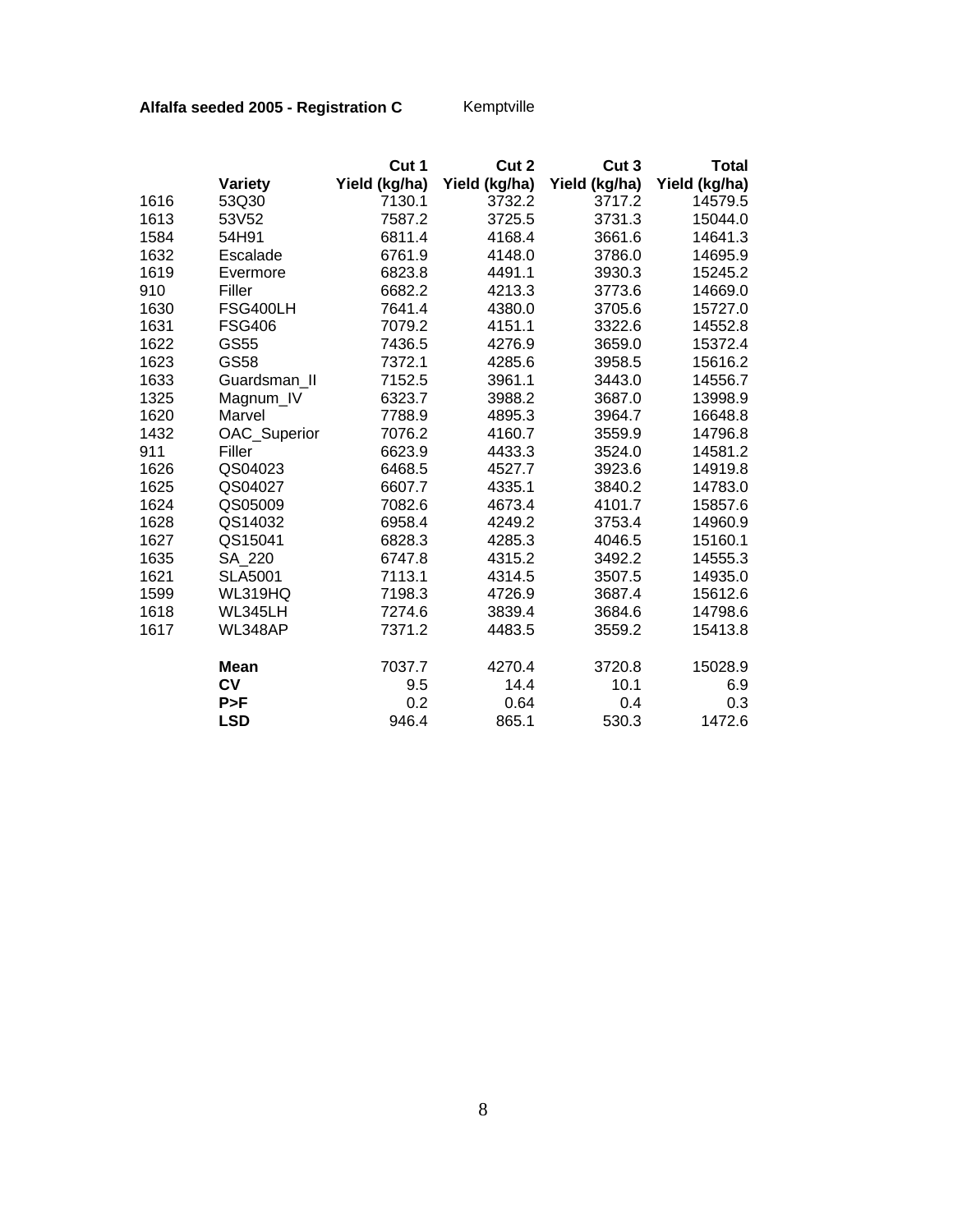**Alfalfa seeded 2005 - Registration C** Kemptville

| | Variety | Cut 1 Yield (kg/ha) | Cut 2 Yield (kg/ha) | Cut 3 Yield (kg/ha) | Total Yield (kg/ha) |
|---|---|---|---|---|---|
| 1616 | 53Q30 | 7130.1 | 3732.2 | 3717.2 | 14579.5 |
| 1613 | 53V52 | 7587.2 | 3725.5 | 3731.3 | 15044.0 |
| 1584 | 54H91 | 6811.4 | 4168.4 | 3661.6 | 14641.3 |
| 1632 | Escalade | 6761.9 | 4148.0 | 3786.0 | 14695.9 |
| 1619 | Evermore | 6823.8 | 4491.1 | 3930.3 | 15245.2 |
| 910 | Filler | 6682.2 | 4213.3 | 3773.6 | 14669.0 |
| 1630 | FSG400LH | 7641.4 | 4380.0 | 3705.6 | 15727.0 |
| 1631 | FSG406 | 7079.2 | 4151.1 | 3322.6 | 14552.8 |
| 1622 | GS55 | 7436.5 | 4276.9 | 3659.0 | 15372.4 |
| 1623 | GS58 | 7372.1 | 4285.6 | 3958.5 | 15616.2 |
| 1633 | Guardsman_II | 7152.5 | 3961.1 | 3443.0 | 14556.7 |
| 1325 | Magnum_IV | 6323.7 | 3988.2 | 3687.0 | 13998.9 |
| 1620 | Marvel | 7788.9 | 4895.3 | 3964.7 | 16648.8 |
| 1432 | OAC_Superior | 7076.2 | 4160.7 | 3559.9 | 14796.8 |
| 911 | Filler | 6623.9 | 4433.3 | 3524.0 | 14581.2 |
| 1626 | QS04023 | 6468.5 | 4527.7 | 3923.6 | 14919.8 |
| 1625 | QS04027 | 6607.7 | 4335.1 | 3840.2 | 14783.0 |
| 1624 | QS05009 | 7082.6 | 4673.4 | 4101.7 | 15857.6 |
| 1628 | QS14032 | 6958.4 | 4249.2 | 3753.4 | 14960.9 |
| 1627 | QS15041 | 6828.3 | 4285.3 | 4046.5 | 15160.1 |
| 1635 | SA_220 | 6747.8 | 4315.2 | 3492.2 | 14555.3 |
| 1621 | SLA5001 | 7113.1 | 4314.5 | 3507.5 | 14935.0 |
| 1599 | WL319HQ | 7198.3 | 4726.9 | 3687.4 | 15612.6 |
| 1618 | WL345LH | 7274.6 | 3839.4 | 3684.6 | 14798.6 |
| 1617 | WL348AP | 7371.2 | 4483.5 | 3559.2 | 15413.8 |
| | **Mean** | 7037.7 | 4270.4 | 3720.8 | 15028.9 |
| | **CV** | 9.5 | 14.4 | 10.1 | 6.9 |
| | **P>F** | 0.2 | 0.64 | 0.4 | 0.3 |
| | **LSD** | 946.4 | 865.1 | 530.3 | 1472.6 |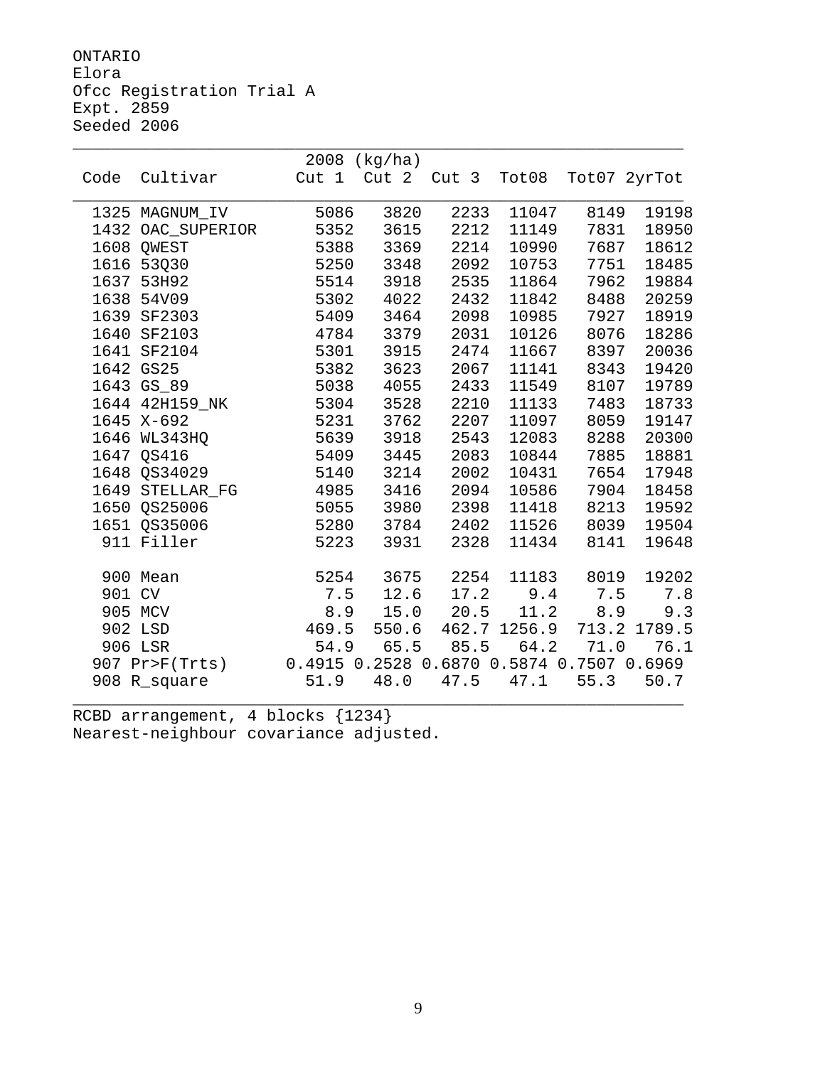ONTARIO
Elora
Ofcc Registration Trial A
Expt. 2859
Seeded 2006

| Code | Cultivar | 2008 (kg/ha) Cut 1 | Cut 2 | Cut 3 | Tot08 | Tot07 | 2yrTot |
|---|---|---|---|---|---|---|---|
| 1325 | MAGNUM_IV | 5086 | 3820 | 2233 | 11047 | 8149 | 19198 |
| 1432 | OAC_SUPERIOR | 5352 | 3615 | 2212 | 11149 | 7831 | 18950 |
| 1608 | QWEST | 5388 | 3369 | 2214 | 10990 | 7687 | 18612 |
| 1616 | 53Q30 | 5250 | 3348 | 2092 | 10753 | 7751 | 18485 |
| 1637 | 53H92 | 5514 | 3918 | 2535 | 11864 | 7962 | 19884 |
| 1638 | 54V09 | 5302 | 4022 | 2432 | 11842 | 8488 | 20259 |
| 1639 | SF2303 | 5409 | 3464 | 2098 | 10985 | 7927 | 18919 |
| 1640 | SF2103 | 4784 | 3379 | 2031 | 10126 | 8076 | 18286 |
| 1641 | SF2104 | 5301 | 3915 | 2474 | 11667 | 8397 | 20036 |
| 1642 | GS25 | 5382 | 3623 | 2067 | 11141 | 8343 | 19420 |
| 1643 | GS_89 | 5038 | 4055 | 2433 | 11549 | 8107 | 19789 |
| 1644 | 42H159_NK | 5304 | 3528 | 2210 | 11133 | 7483 | 18733 |
| 1645 | X-692 | 5231 | 3762 | 2207 | 11097 | 8059 | 19147 |
| 1646 | WL343HQ | 5639 | 3918 | 2543 | 12083 | 8288 | 20300 |
| 1647 | QS416 | 5409 | 3445 | 2083 | 10844 | 7885 | 18881 |
| 1648 | QS34029 | 5140 | 3214 | 2002 | 10431 | 7654 | 17948 |
| 1649 | STELLAR_FG | 4985 | 3416 | 2094 | 10586 | 7904 | 18458 |
| 1650 | QS25006 | 5055 | 3980 | 2398 | 11418 | 8213 | 19592 |
| 1651 | QS35006 | 5280 | 3784 | 2402 | 11526 | 8039 | 19504 |
| 911 | Filler | 5223 | 3931 | 2328 | 11434 | 8141 | 19648 |
| 900 | Mean | 5254 | 3675 | 2254 | 11183 | 8019 | 19202 |
| 901 | CV | 7.5 | 12.6 | 17.2 | 9.4 | 7.5 | 7.8 |
| 905 | MCV | 8.9 | 15.0 | 20.5 | 11.2 | 8.9 | 9.3 |
| 902 | LSD | 469.5 | 550.6 | 462.7 | 1256.9 | 713.2 | 1789.5 |
| 906 | LSR | 54.9 | 65.5 | 85.5 | 64.2 | 71.0 | 76.1 |
| 907 | Pr>F(Trts) | 0.4915 | 0.2528 | 0.6870 | 0.5874 | 0.7507 | 0.6969 |
| 908 | R_square | 51.9 | 48.0 | 47.5 | 47.1 | 55.3 | 50.7 |

RCBD arrangement, 4 blocks {1234}
Nearest-neighbour covariance adjusted.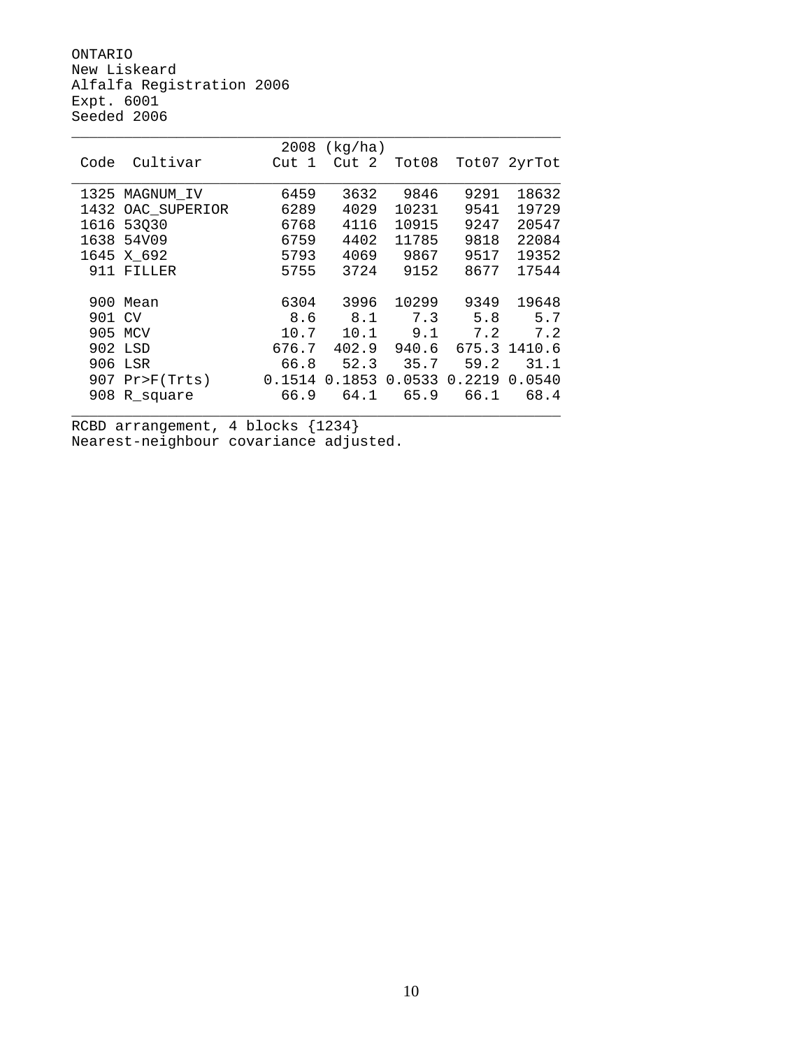ONTARIO
New Liskeard
Alfalfa Registration 2006
Expt. 6001
Seeded 2006

| Code | Cultivar | 2008 (kg/ha) Cut 1 | Cut 2 | Tot08 | Tot07 | 2yrTot |
|---|---|---|---|---|---|---|
| 1325 | MAGNUM_IV | 6459 | 3632 | 9846 | 9291 | 18632 |
| 1432 | OAC_SUPERIOR | 6289 | 4029 | 10231 | 9541 | 19729 |
| 1616 | 53Q30 | 6768 | 4116 | 10915 | 9247 | 20547 |
| 1638 | 54V09 | 6759 | 4402 | 11785 | 9818 | 22084 |
| 1645 | X_692 | 5793 | 4069 | 9867 | 9517 | 19352 |
| 911 | FILLER | 5755 | 3724 | 9152 | 8677 | 17544 |
| 900 | Mean | 6304 | 3996 | 10299 | 9349 | 19648 |
| 901 | CV | 8.6 | 8.1 | 7.3 | 5.8 | 5.7 |
| 905 | MCV | 10.7 | 10.1 | 9.1 | 7.2 | 7.2 |
| 902 | LSD | 676.7 | 402.9 | 940.6 | 675.3 | 1410.6 |
| 906 | LSR | 66.8 | 52.3 | 35.7 | 59.2 | 31.1 |
| 907 | Pr>F(Trts) | 0.1514 | 0.1853 | 0.0533 | 0.2219 | 0.0540 |
| 908 | R_square | 66.9 | 64.1 | 65.9 | 66.1 | 68.4 |

RCBD arrangement, 4 blocks {1234}
Nearest-neighbour covariance adjusted.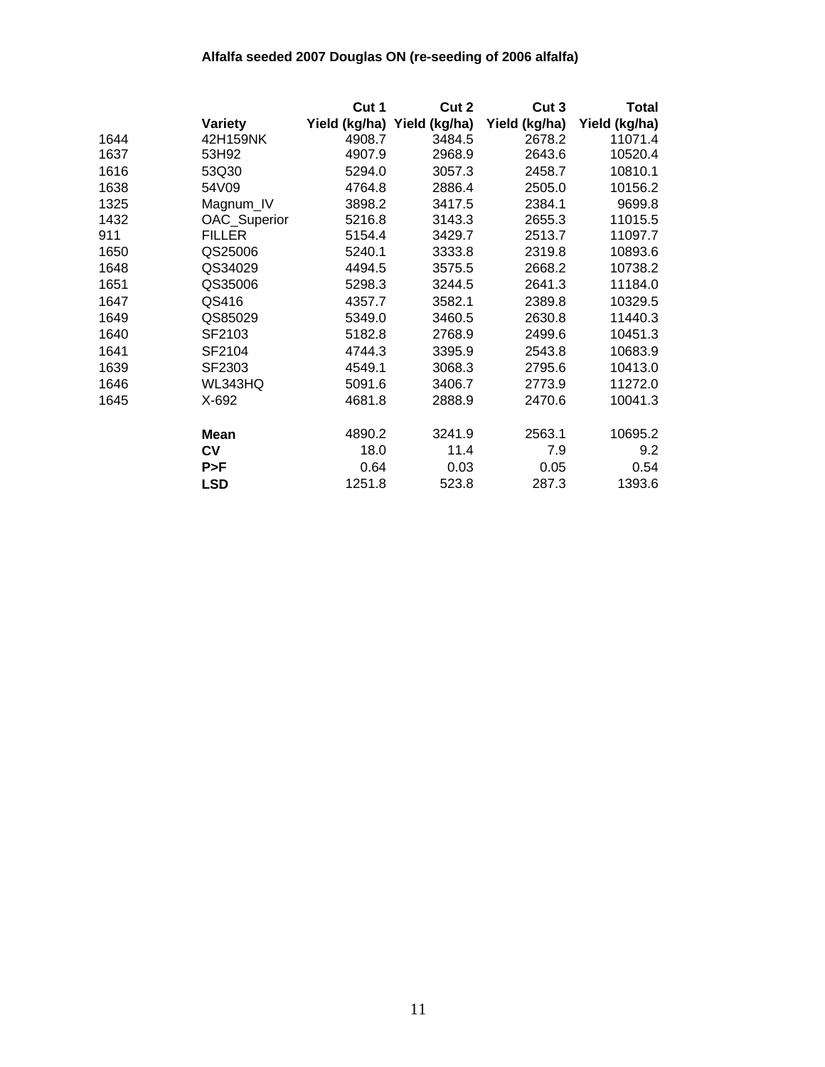**Alfalfa seeded 2007 Douglas ON (re-seeding of 2006 alfalfa)**

| | Variety | Cut 1 Yield (kg/ha) | Cut 2 Yield (kg/ha) | Cut 3 Yield (kg/ha) | Total Yield (kg/ha) |
|---|---|---|---|---|---|
| 1644 | 42H159NK | 4908.7 | 3484.5 | 2678.2 | 11071.4 |
| 1637 | 53H92 | 4907.9 | 2968.9 | 2643.6 | 10520.4 |
| 1616 | 53Q30 | 5294.0 | 3057.3 | 2458.7 | 10810.1 |
| 1638 | 54V09 | 4764.8 | 2886.4 | 2505.0 | 10156.2 |
| 1325 | Magnum_IV | 3898.2 | 3417.5 | 2384.1 | 9699.8 |
| 1432 | OAC_Superior | 5216.8 | 3143.3 | 2655.3 | 11015.5 |
| 911 | FILLER | 5154.4 | 3429.7 | 2513.7 | 11097.7 |
| 1650 | QS25006 | 5240.1 | 3333.8 | 2319.8 | 10893.6 |
| 1648 | QS34029 | 4494.5 | 3575.5 | 2668.2 | 10738.2 |
| 1651 | QS35006 | 5298.3 | 3244.5 | 2641.3 | 11184.0 |
| 1647 | QS416 | 4357.7 | 3582.1 | 2389.8 | 10329.5 |
| 1649 | QS85029 | 5349.0 | 3460.5 | 2630.8 | 11440.3 |
| 1640 | SF2103 | 5182.8 | 2768.9 | 2499.6 | 10451.3 |
| 1641 | SF2104 | 4744.3 | 3395.9 | 2543.8 | 10683.9 |
| 1639 | SF2303 | 4549.1 | 3068.3 | 2795.6 | 10413.0 |
| 1646 | WL343HQ | 5091.6 | 3406.7 | 2773.9 | 11272.0 |
| 1645 | X-692 | 4681.8 | 2888.9 | 2470.6 | 10041.3 |
| | **Mean** | 4890.2 | 3241.9 | 2563.1 | 10695.2 |
| | **CV** | 18.0 | 11.4 | 7.9 | 9.2 |
| | **P>F** | 0.64 | 0.03 | 0.05 | 0.54 |
| | **LSD** | 1251.8 | 523.8 | 287.3 | 1393.6 |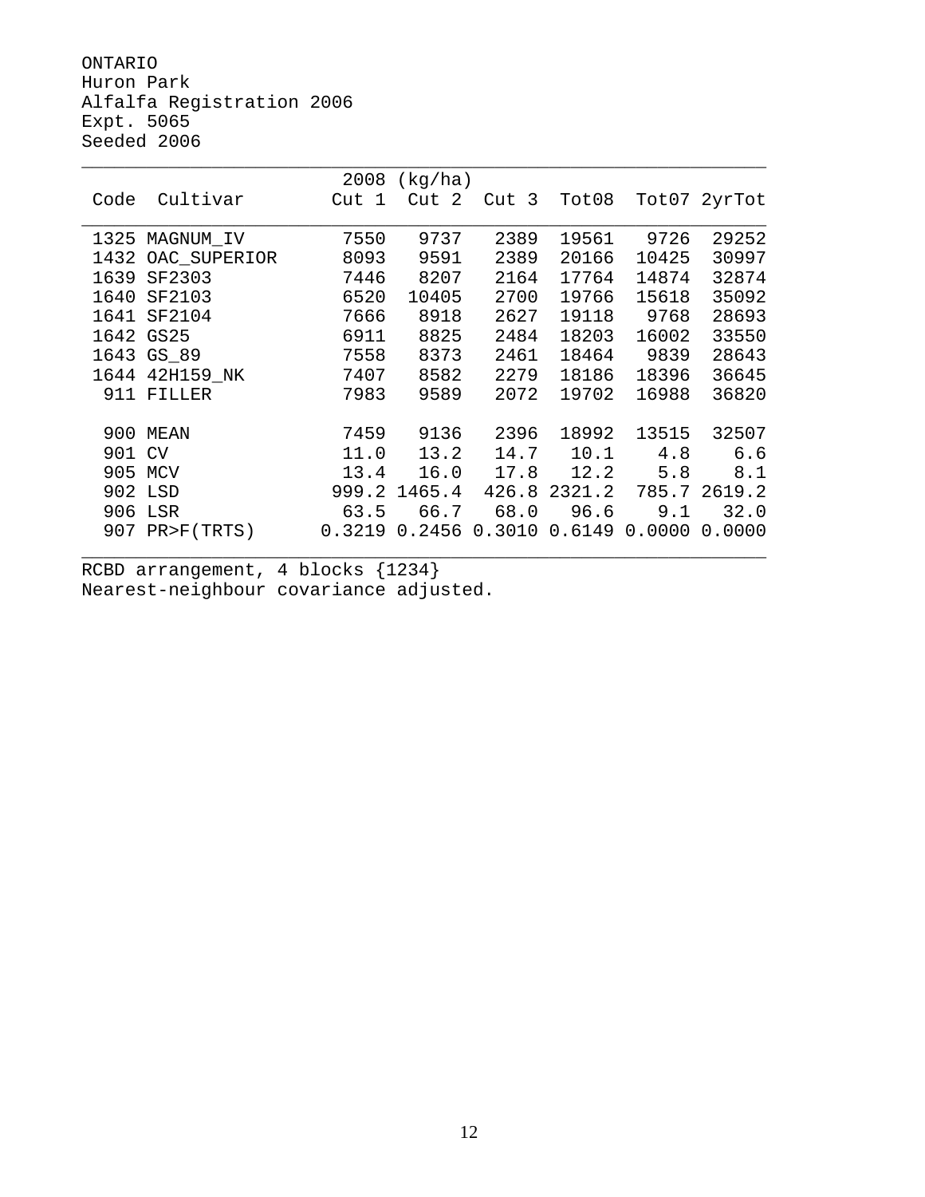ONTARIO
Huron Park
Alfalfa Registration 2006
Expt. 5065
Seeded 2006

| Code | Cultivar | 2008 (kg/ha) Cut 1 | Cut 2 | Cut 3 | Tot08 | Tot07 | 2yrTot |
|---|---|---|---|---|---|---|---|
| 1325 | MAGNUM_IV | 7550 | 9737 | 2389 | 19561 | 9726 | 29252 |
| 1432 | OAC_SUPERIOR | 8093 | 9591 | 2389 | 20166 | 10425 | 30997 |
| 1639 | SF2303 | 7446 | 8207 | 2164 | 17764 | 14874 | 32874 |
| 1640 | SF2103 | 6520 | 10405 | 2700 | 19766 | 15618 | 35092 |
| 1641 | SF2104 | 7666 | 8918 | 2627 | 19118 | 9768 | 28693 |
| 1642 | GS25 | 6911 | 8825 | 2484 | 18203 | 16002 | 33550 |
| 1643 | GS_89 | 7558 | 8373 | 2461 | 18464 | 9839 | 28643 |
| 1644 | 42H159_NK | 7407 | 8582 | 2279 | 18186 | 18396 | 36645 |
| 911 | FILLER | 7983 | 9589 | 2072 | 19702 | 16988 | 36820 |
| | | | | | | | |
| 900 | MEAN | 7459 | 9136 | 2396 | 18992 | 13515 | 32507 |
| 901 | CV | 11.0 | 13.2 | 14.7 | 10.1 | 4.8 | 6.6 |
| 905 | MCV | 13.4 | 16.0 | 17.8 | 12.2 | 5.8 | 8.1 |
| 902 | LSD | 999.2 | 1465.4 | 426.8 | 2321.2 | 785.7 | 2619.2 |
| 906 | LSR | 63.5 | 66.7 | 68.0 | 96.6 | 9.1 | 32.0 |
| 907 | PR>F(TRTS) | 0.3219 | 0.2456 | 0.3010 | 0.6149 | 0.0000 | 0.0000 |

RCBD arrangement, 4 blocks {1234}
Nearest-neighbour covariance adjusted.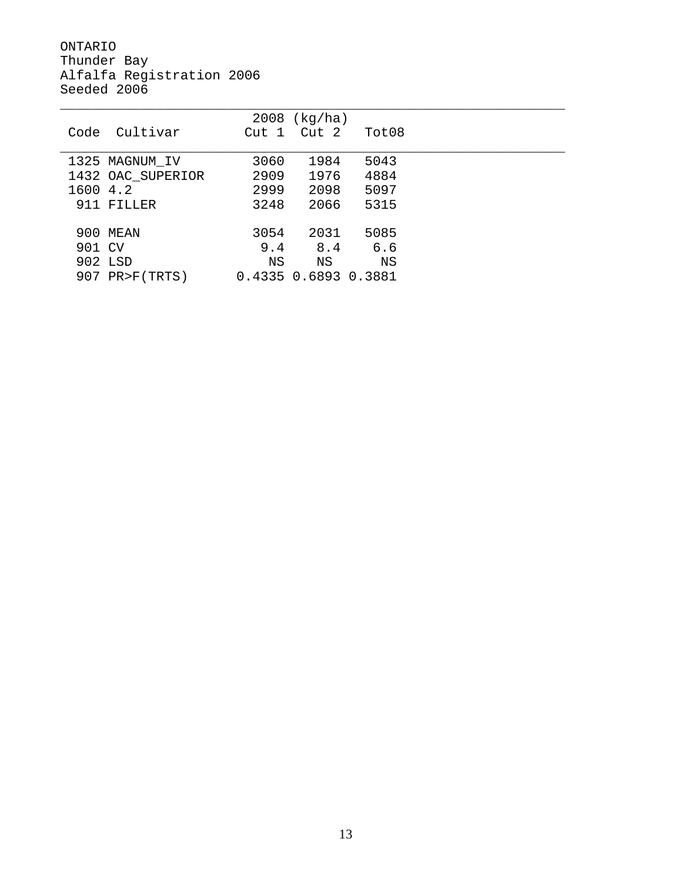ONTARIO
Thunder Bay
Alfalfa Registration 2006
Seeded 2006

| Code | Cultivar | 2008 (kg/ha) Cut 1 | Cut 2 | Tot08 |
|---|---|---|---|---|
| 1325 | MAGNUM_IV | 3060 | 1984 | 5043 |
| 1432 | OAC_SUPERIOR | 2909 | 1976 | 4884 |
| 1600 | 4.2 | 2999 | 2098 | 5097 |
| 911 | FILLER | 3248 | 2066 | 5315 |
| | | | | |
| 900 | MEAN | 3054 | 2031 | 5085 |
| 901 | CV | 9.4 | 8.4 | 6.6 |
| 902 | LSD | NS | NS | NS |
| 907 | PR>F(TRTS) | 0.4335 | 0.6893 | 0.3881 |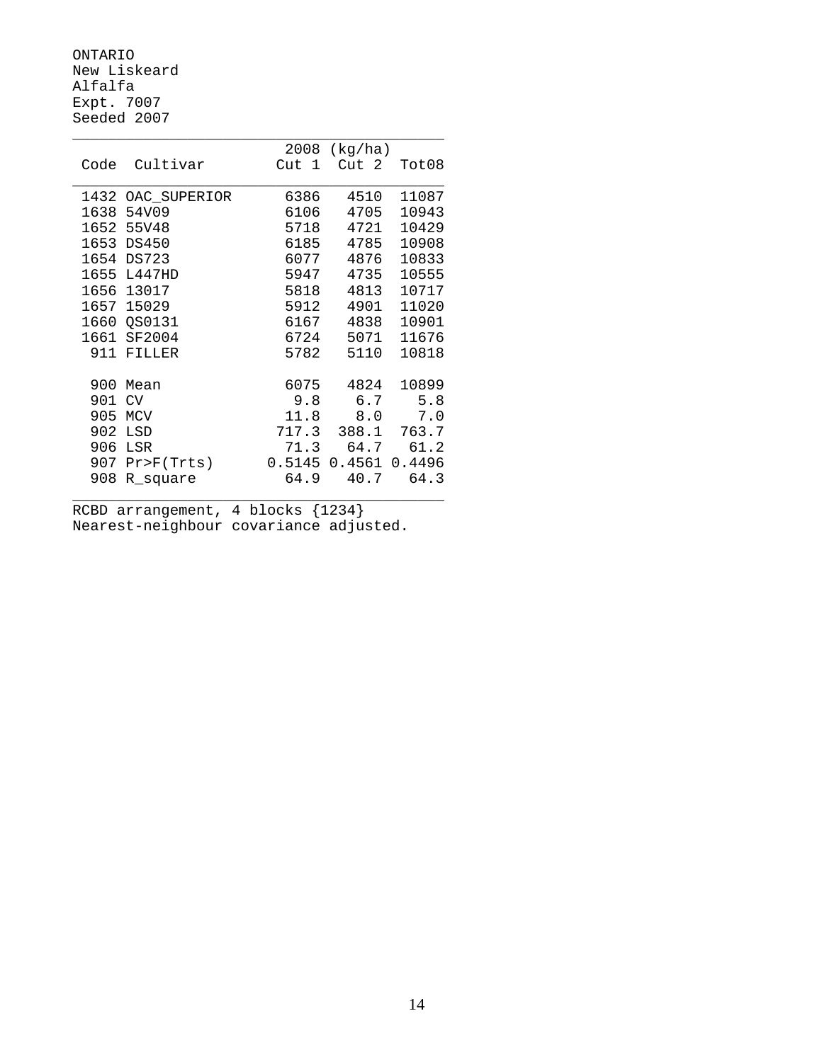ONTARIO
New Liskeard
Alfalfa
Expt. 7007
Seeded 2007

| Code | Cultivar | 2008 (kg/ha) Cut 1 | Cut 2 | Tot08 |
|---|---|---|---|---|
| 1432 | OAC_SUPERIOR | 6386 | 4510 | 11087 |
| 1638 | 54V09 | 6106 | 4705 | 10943 |
| 1652 | 55V48 | 5718 | 4721 | 10429 |
| 1653 | DS450 | 6185 | 4785 | 10908 |
| 1654 | DS723 | 6077 | 4876 | 10833 |
| 1655 | L447HD | 5947 | 4735 | 10555 |
| 1656 | 13017 | 5818 | 4813 | 10717 |
| 1657 | 15029 | 5912 | 4901 | 11020 |
| 1660 | QS0131 | 6167 | 4838 | 10901 |
| 1661 | SF2004 | 6724 | 5071 | 11676 |
| 911 | FILLER | 5782 | 5110 | 10818 |
| | | | | |
| 900 | Mean | 6075 | 4824 | 10899 |
| 901 | CV | 9.8 | 6.7 | 5.8 |
| 905 | MCV | 11.8 | 8.0 | 7.0 |
| 902 | LSD | 717.3 | 388.1 | 763.7 |
| 906 | LSR | 71.3 | 64.7 | 61.2 |
| 907 | Pr>F(Trts) | 0.5145 | 0.4561 | 0.4496 |
| 908 | R_square | 64.9 | 40.7 | 64.3 |

RCBD arrangement, 4 blocks {1234}
Nearest-neighbour covariance adjusted.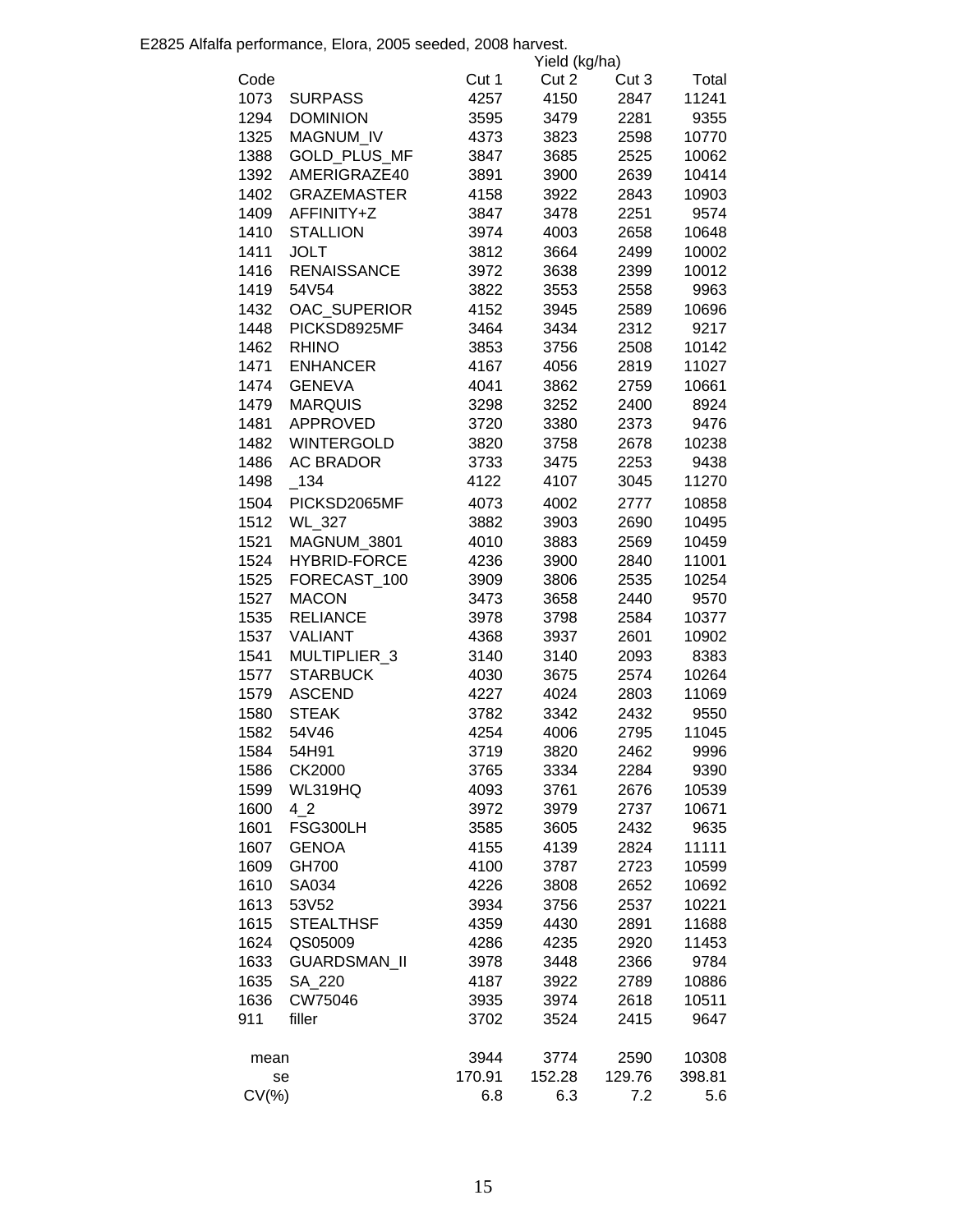E2825 Alfalfa performance, Elora, 2005 seeded, 2008 harvest.

| Code | | Yield (kg/ha) | | | |
|---|---|---|---|---|---|
| | | Cut 1 | Cut 2 | Cut 3 | Total |
| 1073 | SURPASS | 4257 | 4150 | 2847 | 11241 |
| 1294 | DOMINION | 3595 | 3479 | 2281 | 9355 |
| 1325 | MAGNUM_IV | 4373 | 3823 | 2598 | 10770 |
| 1388 | GOLD_PLUS_MF | 3847 | 3685 | 2525 | 10062 |
| 1392 | AMERIGRAZE40 | 3891 | 3900 | 2639 | 10414 |
| 1402 | GRAZEMASTER | 4158 | 3922 | 2843 | 10903 |
| 1409 | AFFINITY+Z | 3847 | 3478 | 2251 | 9574 |
| 1410 | STALLION | 3974 | 4003 | 2658 | 10648 |
| 1411 | JOLT | 3812 | 3664 | 2499 | 10002 |
| 1416 | RENAISSANCE | 3972 | 3638 | 2399 | 10012 |
| 1419 | 54V54 | 3822 | 3553 | 2558 | 9963 |
| 1432 | OAC_SUPERIOR | 4152 | 3945 | 2589 | 10696 |
| 1448 | PICKSD8925MF | 3464 | 3434 | 2312 | 9217 |
| 1462 | RHINO | 3853 | 3756 | 2508 | 10142 |
| 1471 | ENHANCER | 4167 | 4056 | 2819 | 11027 |
| 1474 | GENEVA | 4041 | 3862 | 2759 | 10661 |
| 1479 | MARQUIS | 3298 | 3252 | 2400 | 8924 |
| 1481 | APPROVED | 3720 | 3380 | 2373 | 9476 |
| 1482 | WINTERGOLD | 3820 | 3758 | 2678 | 10238 |
| 1486 | AC BRADOR | 3733 | 3475 | 2253 | 9438 |
| 1498 | _134 | 4122 | 4107 | 3045 | 11270 |
| 1504 | PICKSD2065MF | 4073 | 4002 | 2777 | 10858 |
| 1512 | WL_327 | 3882 | 3903 | 2690 | 10495 |
| 1521 | MAGNUM_3801 | 4010 | 3883 | 2569 | 10459 |
| 1524 | HYBRID-FORCE | 4236 | 3900 | 2840 | 11001 |
| 1525 | FORECAST_100 | 3909 | 3806 | 2535 | 10254 |
| 1527 | MACON | 3473 | 3658 | 2440 | 9570 |
| 1535 | RELIANCE | 3978 | 3798 | 2584 | 10377 |
| 1537 | VALIANT | 4368 | 3937 | 2601 | 10902 |
| 1541 | MULTIPLIER_3 | 3140 | 3140 | 2093 | 8383 |
| 1577 | STARBUCK | 4030 | 3675 | 2574 | 10264 |
| 1579 | ASCEND | 4227 | 4024 | 2803 | 11069 |
| 1580 | STEAK | 3782 | 3342 | 2432 | 9550 |
| 1582 | 54V46 | 4254 | 4006 | 2795 | 11045 |
| 1584 | 54H91 | 3719 | 3820 | 2462 | 9996 |
| 1586 | CK2000 | 3765 | 3334 | 2284 | 9390 |
| 1599 | WL319HQ | 4093 | 3761 | 2676 | 10539 |
| 1600 | 4_2 | 3972 | 3979 | 2737 | 10671 |
| 1601 | FSG300LH | 3585 | 3605 | 2432 | 9635 |
| 1607 | GENOA | 4155 | 4139 | 2824 | 11111 |
| 1609 | GH700 | 4100 | 3787 | 2723 | 10599 |
| 1610 | SA034 | 4226 | 3808 | 2652 | 10692 |
| 1613 | 53V52 | 3934 | 3756 | 2537 | 10221 |
| 1615 | STEALTHSF | 4359 | 4430 | 2891 | 11688 |
| 1624 | QS05009 | 4286 | 4235 | 2920 | 11453 |
| 1633 | GUARDSMAN_II | 3978 | 3448 | 2366 | 9784 |
| 1635 | SA_220 | 4187 | 3922 | 2789 | 10886 |
| 1636 | CW75046 | 3935 | 3974 | 2618 | 10511 |
| 911 | filler | 3702 | 3524 | 2415 | 9647 |
| mean | | 3944 | 3774 | 2590 | 10308 |
| se | | 170.91 | 152.28 | 129.76 | 398.81 |
| CV(%) | | 6.8 | 6.3 | 7.2 | 5.6 |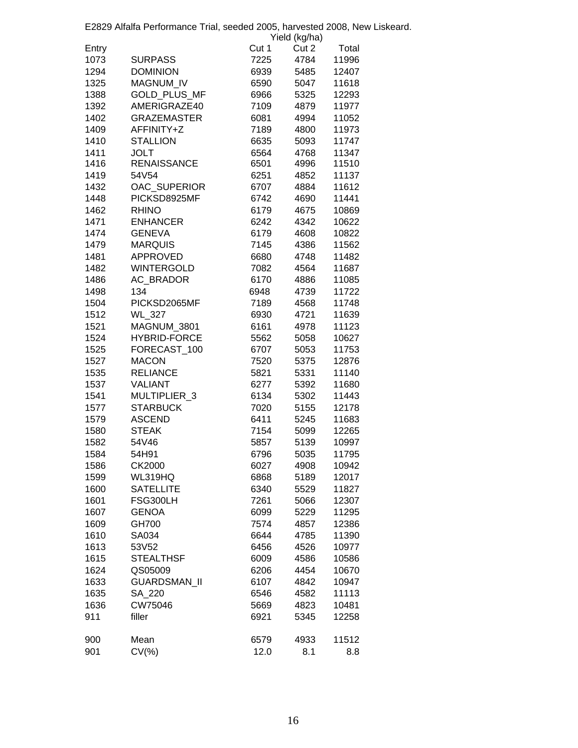E2829 Alfalfa Performance Trial, seeded 2005, harvested 2008, New Liskeard.

| Entry | | Yield (kg/ha) Cut 1 | Cut 2 | Total |
|---|---|---|---|---|
| 1073 | SURPASS | 7225 | 4784 | 11996 |
| 1294 | DOMINION | 6939 | 5485 | 12407 |
| 1325 | MAGNUM_IV | 6590 | 5047 | 11618 |
| 1388 | GOLD_PLUS_MF | 6966 | 5325 | 12293 |
| 1392 | AMERIGRAZE40 | 7109 | 4879 | 11977 |
| 1402 | GRAZEMASTER | 6081 | 4994 | 11052 |
| 1409 | AFFINITY+Z | 7189 | 4800 | 11973 |
| 1410 | STALLION | 6635 | 5093 | 11747 |
| 1411 | JOLT | 6564 | 4768 | 11347 |
| 1416 | RENAISSANCE | 6501 | 4996 | 11510 |
| 1419 | 54V54 | 6251 | 4852 | 11137 |
| 1432 | OAC_SUPERIOR | 6707 | 4884 | 11612 |
| 1448 | PICKSD8925MF | 6742 | 4690 | 11441 |
| 1462 | RHINO | 6179 | 4675 | 10869 |
| 1471 | ENHANCER | 6242 | 4342 | 10622 |
| 1474 | GENEVA | 6179 | 4608 | 10822 |
| 1479 | MARQUIS | 7145 | 4386 | 11562 |
| 1481 | APPROVED | 6680 | 4748 | 11482 |
| 1482 | WINTERGOLD | 7082 | 4564 | 11687 |
| 1486 | AC_BRADOR | 6170 | 4886 | 11085 |
| 1498 | 134 | 6948 | 4739 | 11722 |
| 1504 | PICKSD2065MF | 7189 | 4568 | 11748 |
| 1512 | WL_327 | 6930 | 4721 | 11639 |
| 1521 | MAGNUM_3801 | 6161 | 4978 | 11123 |
| 1524 | HYBRID-FORCE | 5562 | 5058 | 10627 |
| 1525 | FORECAST_100 | 6707 | 5053 | 11753 |
| 1527 | MACON | 7520 | 5375 | 12876 |
| 1535 | RELIANCE | 5821 | 5331 | 11140 |
| 1537 | VALIANT | 6277 | 5392 | 11680 |
| 1541 | MULTIPLIER_3 | 6134 | 5302 | 11443 |
| 1577 | STARBUCK | 7020 | 5155 | 12178 |
| 1579 | ASCEND | 6411 | 5245 | 11683 |
| 1580 | STEAK | 7154 | 5099 | 12265 |
| 1582 | 54V46 | 5857 | 5139 | 10997 |
| 1584 | 54H91 | 6796 | 5035 | 11795 |
| 1586 | CK2000 | 6027 | 4908 | 10942 |
| 1599 | WL319HQ | 6868 | 5189 | 12017 |
| 1600 | SATELLITE | 6340 | 5529 | 11827 |
| 1601 | FSG300LH | 7261 | 5066 | 12307 |
| 1607 | GENOA | 6099 | 5229 | 11295 |
| 1609 | GH700 | 7574 | 4857 | 12386 |
| 1610 | SA034 | 6644 | 4785 | 11390 |
| 1613 | 53V52 | 6456 | 4526 | 10977 |
| 1615 | STEALTHSF | 6009 | 4586 | 10586 |
| 1624 | QS05009 | 6206 | 4454 | 10670 |
| 1633 | GUARDSMAN_II | 6107 | 4842 | 10947 |
| 1635 | SA_220 | 6546 | 4582 | 11113 |
| 1636 | CW75046 | 5669 | 4823 | 10481 |
| 911 | filler | 6921 | 5345 | 12258 |
| | | | | |
| 900 | Mean | 6579 | 4933 | 11512 |
| 901 | CV(%) | 12.0 | 8.1 | 8.8 |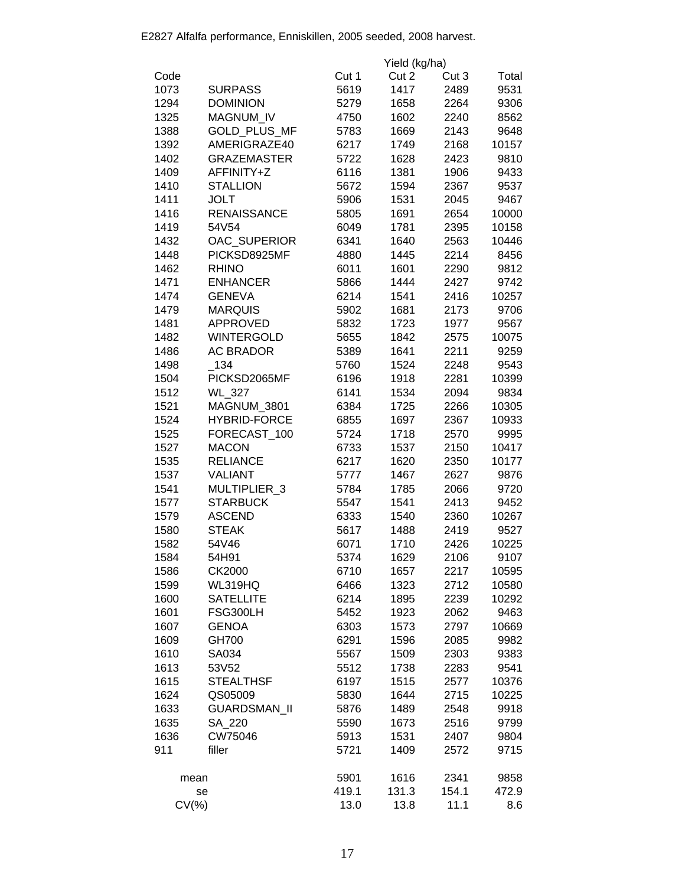E2827 Alfalfa performance, Enniskillen, 2005 seeded, 2008 harvest.

| Code | | Yield (kg/ha) | | | |
|---|---|---|---|---|---|
| | | Cut 1 | Cut 2 | Cut 3 | Total |
| 1073 | SURPASS | 5619 | 1417 | 2489 | 9531 |
| 1294 | DOMINION | 5279 | 1658 | 2264 | 9306 |
| 1325 | MAGNUM_IV | 4750 | 1602 | 2240 | 8562 |
| 1388 | GOLD_PLUS_MF | 5783 | 1669 | 2143 | 9648 |
| 1392 | AMERIGRAZE40 | 6217 | 1749 | 2168 | 10157 |
| 1402 | GRAZEMASTER | 5722 | 1628 | 2423 | 9810 |
| 1409 | AFFINITY+Z | 6116 | 1381 | 1906 | 9433 |
| 1410 | STALLION | 5672 | 1594 | 2367 | 9537 |
| 1411 | JOLT | 5906 | 1531 | 2045 | 9467 |
| 1416 | RENAISSANCE | 5805 | 1691 | 2654 | 10000 |
| 1419 | 54V54 | 6049 | 1781 | 2395 | 10158 |
| 1432 | OAC_SUPERIOR | 6341 | 1640 | 2563 | 10446 |
| 1448 | PICKSD8925MF | 4880 | 1445 | 2214 | 8456 |
| 1462 | RHINO | 6011 | 1601 | 2290 | 9812 |
| 1471 | ENHANCER | 5866 | 1444 | 2427 | 9742 |
| 1474 | GENEVA | 6214 | 1541 | 2416 | 10257 |
| 1479 | MARQUIS | 5902 | 1681 | 2173 | 9706 |
| 1481 | APPROVED | 5832 | 1723 | 1977 | 9567 |
| 1482 | WINTERGOLD | 5655 | 1842 | 2575 | 10075 |
| 1486 | AC BRADOR | 5389 | 1641 | 2211 | 9259 |
| 1498 | _134 | 5760 | 1524 | 2248 | 9543 |
| 1504 | PICKSD2065MF | 6196 | 1918 | 2281 | 10399 |
| 1512 | WL_327 | 6141 | 1534 | 2094 | 9834 |
| 1521 | MAGNUM_3801 | 6384 | 1725 | 2266 | 10305 |
| 1524 | HYBRID-FORCE | 6855 | 1697 | 2367 | 10933 |
| 1525 | FORECAST_100 | 5724 | 1718 | 2570 | 9995 |
| 1527 | MACON | 6733 | 1537 | 2150 | 10417 |
| 1535 | RELIANCE | 6217 | 1620 | 2350 | 10177 |
| 1537 | VALIANT | 5777 | 1467 | 2627 | 9876 |
| 1541 | MULTIPLIER_3 | 5784 | 1785 | 2066 | 9720 |
| 1577 | STARBUCK | 5547 | 1541 | 2413 | 9452 |
| 1579 | ASCEND | 6333 | 1540 | 2360 | 10267 |
| 1580 | STEAK | 5617 | 1488 | 2419 | 9527 |
| 1582 | 54V46 | 6071 | 1710 | 2426 | 10225 |
| 1584 | 54H91 | 5374 | 1629 | 2106 | 9107 |
| 1586 | CK2000 | 6710 | 1657 | 2217 | 10595 |
| 1599 | WL319HQ | 6466 | 1323 | 2712 | 10580 |
| 1600 | SATELLITE | 6214 | 1895 | 2239 | 10292 |
| 1601 | FSG300LH | 5452 | 1923 | 2062 | 9463 |
| 1607 | GENOA | 6303 | 1573 | 2797 | 10669 |
| 1609 | GH700 | 6291 | 1596 | 2085 | 9982 |
| 1610 | SA034 | 5567 | 1509 | 2303 | 9383 |
| 1613 | 53V52 | 5512 | 1738 | 2283 | 9541 |
| 1615 | STEALTHSF | 6197 | 1515 | 2577 | 10376 |
| 1624 | QS05009 | 5830 | 1644 | 2715 | 10225 |
| 1633 | GUARDSMAN_II | 5876 | 1489 | 2548 | 9918 |
| 1635 | SA_220 | 5590 | 1673 | 2516 | 9799 |
| 1636 | CW75046 | 5913 | 1531 | 2407 | 9804 |
| 911 | filler | 5721 | 1409 | 2572 | 9715 |
| | | | | | |
| mean | | 5901 | 1616 | 2341 | 9858 |
| se | | 419.1 | 131.3 | 154.1 | 472.9 |
| CV(%) | | 13.0 | 13.8 | 11.1 | 8.6 |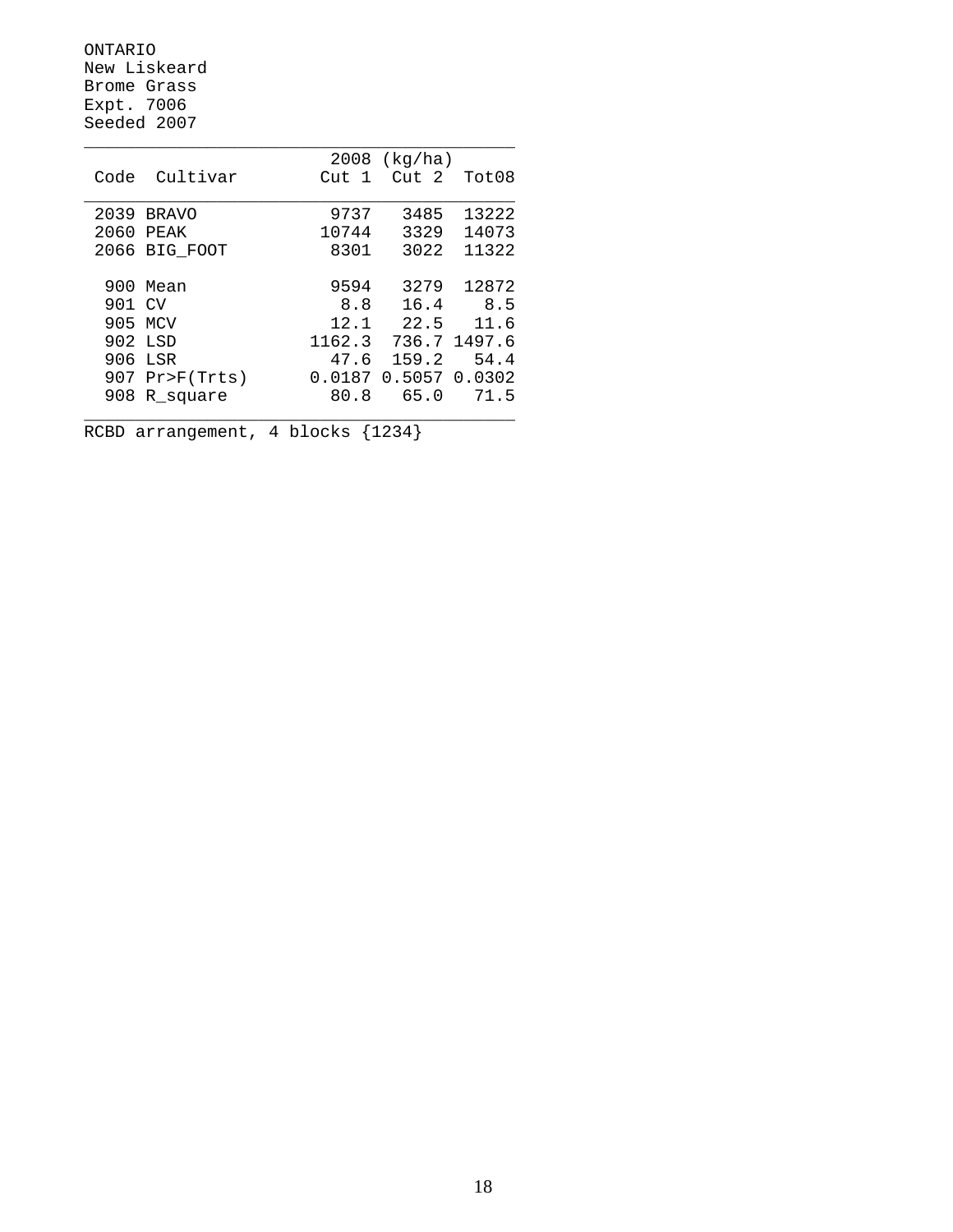ONTARIO
New Liskeard
Brome Grass
Expt. 7006
Seeded 2007

| Code | Cultivar | 2008 (kg/ha) Cut 1 | Cut 2 | Tot08 |
|---|---|---|---|---|
| 2039 | BRAVO | 9737 | 3485 | 13222 |
| 2060 | PEAK | 10744 | 3329 | 14073 |
| 2066 | BIG_FOOT | 8301 | 3022 | 11322 |
| | | | | |
| 900 | Mean | 9594 | 3279 | 12872 |
| 901 | CV | 8.8 | 16.4 | 8.5 |
| 905 | MCV | 12.1 | 22.5 | 11.6 |
| 902 | LSD | 1162.3 | 736.7 | 1497.6 |
| 906 | LSR | 47.6 | 159.2 | 54.4 |
| 907 | Pr>F(Trts) | 0.0187 | 0.5057 | 0.0302 |
| 908 | R_square | 80.8 | 65.0 | 71.5 |

RCBD arrangement, 4 blocks {1234}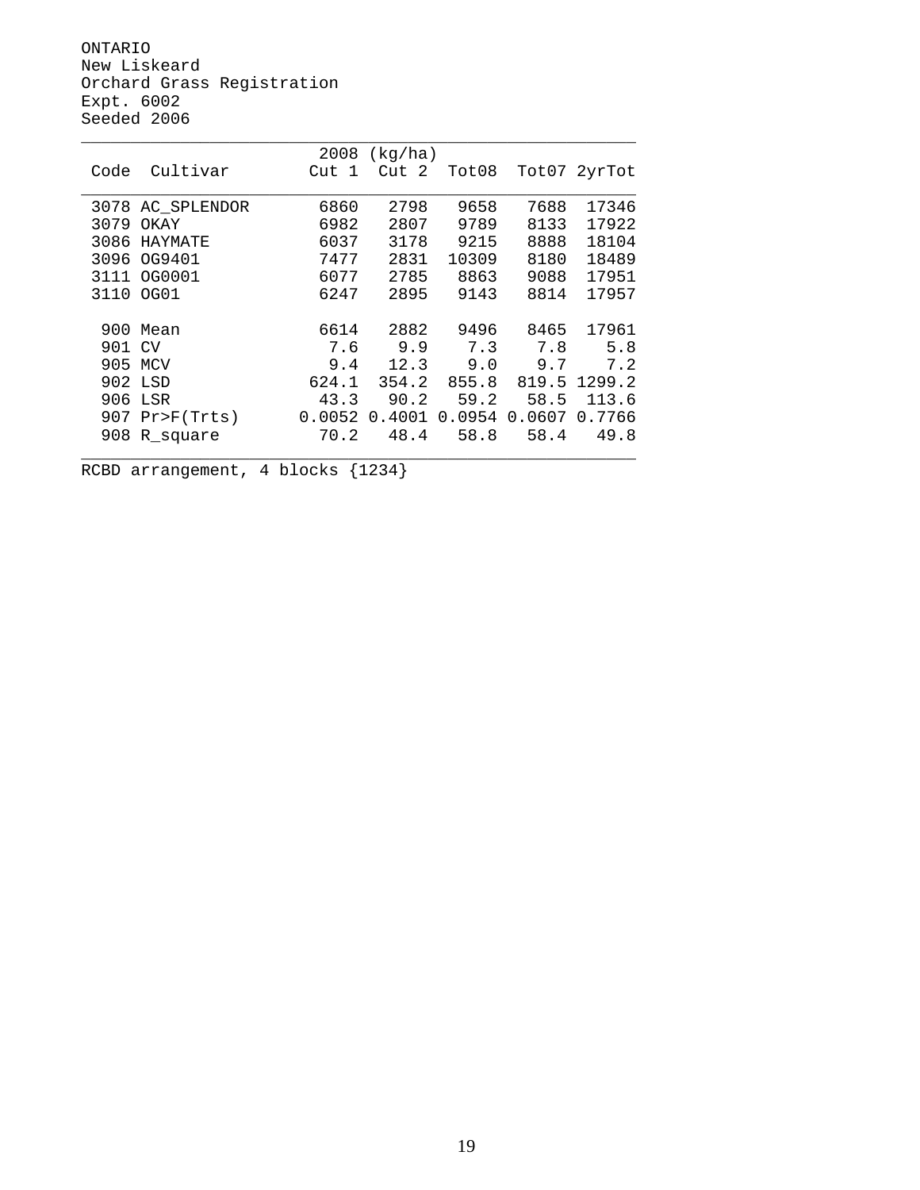ONTARIO
New Liskeard
Orchard Grass Registration
Expt. 6002
Seeded 2006

| Code | Cultivar | 2008 (kg/ha) Cut 1 | Cut 2 | Tot08 | Tot07 | 2yrTot |
|---|---|---|---|---|---|---|
| 3078 | AC_SPLENDOR | 6860 | 2798 | 9658 | 7688 | 17346 |
| 3079 | OKAY | 6982 | 2807 | 9789 | 8133 | 17922 |
| 3086 | HAYMATE | 6037 | 3178 | 9215 | 8888 | 18104 |
| 3096 | OG9401 | 7477 | 2831 | 10309 | 8180 | 18489 |
| 3111 | OG0001 | 6077 | 2785 | 8863 | 9088 | 17951 |
| 3110 | OG01 | 6247 | 2895 | 9143 | 8814 | 17957 |
| | | | | | | |
| 900 | Mean | 6614 | 2882 | 9496 | 8465 | 17961 |
| 901 | CV | 7.6 | 9.9 | 7.3 | 7.8 | 5.8 |
| 905 | MCV | 9.4 | 12.3 | 9.0 | 9.7 | 7.2 |
| 902 | LSD | 624.1 | 354.2 | 855.8 | 819.5 | 1299.2 |
| 906 | LSR | 43.3 | 90.2 | 59.2 | 58.5 | 113.6 |
| 907 | Pr>F(Trts) | 0.0052 | 0.4001 | 0.0954 | 0.0607 | 0.7766 |
| 908 | R_square | 70.2 | 48.4 | 58.8 | 58.4 | 49.8 |

RCBD arrangement, 4 blocks {1234}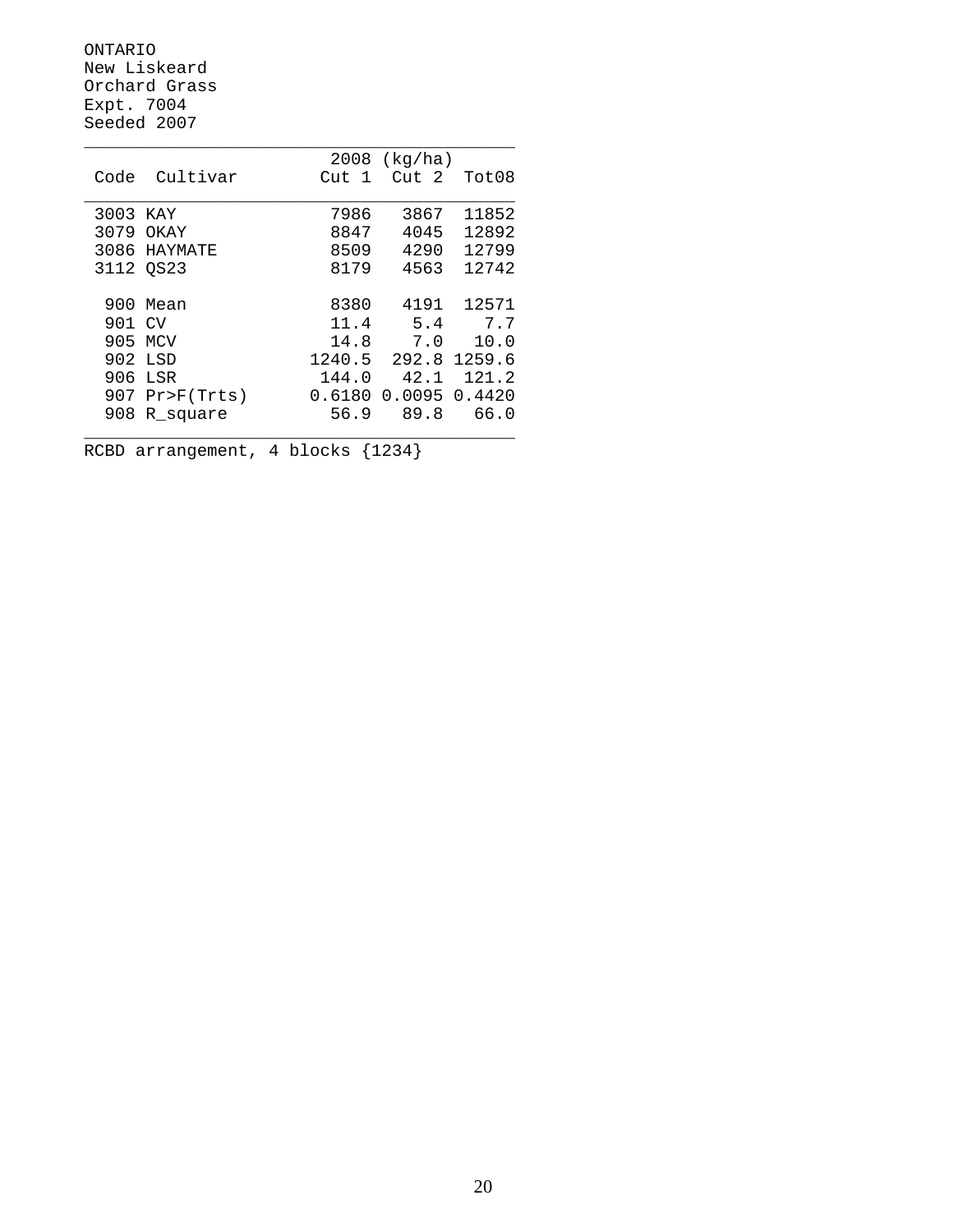ONTARIO
New Liskeard
Orchard Grass
Expt. 7004
Seeded 2007

| Code | Cultivar | 2008 (kg/ha) Cut 1 | Cut 2 | Tot08 |
|---|---|---|---|---|
| 3003 | KAY | 7986 | 3867 | 11852 |
| 3079 | OKAY | 8847 | 4045 | 12892 |
| 3086 | HAYMATE | 8509 | 4290 | 12799 |
| 3112 | QS23 | 8179 | 4563 | 12742 |
| | | | | |
| 900 | Mean | 8380 | 4191 | 12571 |
| 901 | CV | 11.4 | 5.4 | 7.7 |
| 905 | MCV | 14.8 | 7.0 | 10.0 |
| 902 | LSD | 1240.5 | 292.8 | 1259.6 |
| 906 | LSR | 144.0 | 42.1 | 121.2 |
| 907 | Pr>F(Trts) | 0.6180 | 0.0095 | 0.4420 |
| 908 | R_square | 56.9 | 89.8 | 66.0 |

RCBD arrangement, 4 blocks {1234}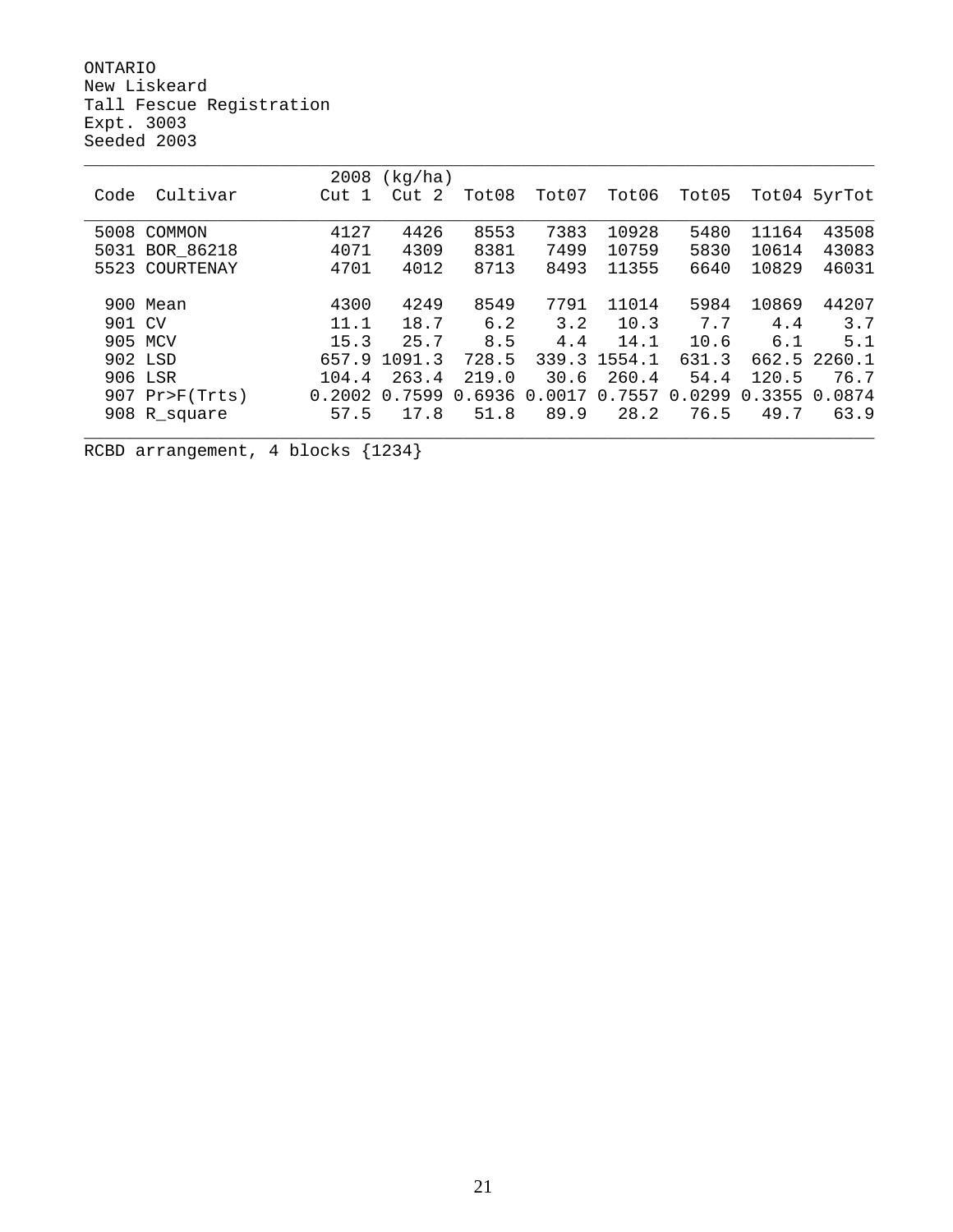ONTARIO
New Liskeard
Tall Fescue Registration
Expt. 3003
Seeded 2003

| | | 2008 (kg/ha) | | | | | | | |
|---|---|---|---|---|---|---|---|---|---|
| Code | Cultivar | Cut 1 | Cut 2 | Tot08 | Tot07 | Tot06 | Tot05 | Tot04 | 5yrTot |
| 5008 | COMMON | 4127 | 4426 | 8553 | 7383 | 10928 | 5480 | 11164 | 43508 |
| 5031 | BOR_86218 | 4071 | 4309 | 8381 | 7499 | 10759 | 5830 | 10614 | 43083 |
| 5523 | COURTENAY | 4701 | 4012 | 8713 | 8493 | 11355 | 6640 | 10829 | 46031 |
| 900 | Mean | 4300 | 4249 | 8549 | 7791 | 11014 | 5984 | 10869 | 44207 |
| 901 | CV | 11.1 | 18.7 | 6.2 | 3.2 | 10.3 | 7.7 | 4.4 | 3.7 |
| 905 | MCV | 15.3 | 25.7 | 8.5 | 4.4 | 14.1 | 10.6 | 6.1 | 5.1 |
| 902 | LSD | 657.9 | 1091.3 | 728.5 | 339.3 | 1554.1 | 631.3 | 662.5 | 2260.1 |
| 906 | LSR | 104.4 | 263.4 | 219.0 | 30.6 | 260.4 | 54.4 | 120.5 | 76.7 |
| 907 | Pr>F(Trts) | 0.2002 | 0.7599 | 0.6936 | 0.0017 | 0.7557 | 0.0299 | 0.3355 | 0.0874 |
| 908 | R_square | 57.5 | 17.8 | 51.8 | 89.9 | 28.2 | 76.5 | 49.7 | 63.9 |

RCBD arrangement, 4 blocks {1234}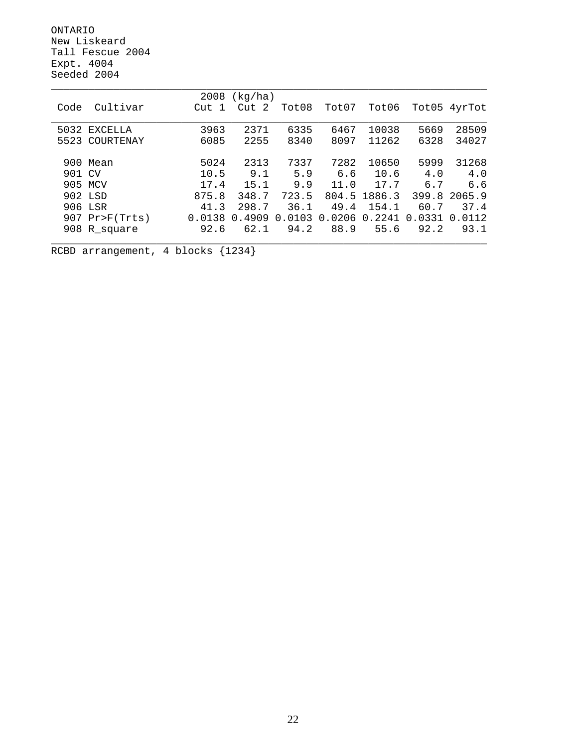ONTARIO
New Liskeard
Tall Fescue 2004
Expt. 4004
Seeded 2004

| Code | Cultivar | 2008 (kg/ha) Cut 1 | Cut 2 | Tot08 | Tot07 | Tot06 | Tot05 | 4yrTot |
|---|---|---|---|---|---|---|---|---|
| 5032 | EXCELLA | 3963 | 2371 | 6335 | 6467 | 10038 | 5669 | 28509 |
| 5523 | COURTENAY | 6085 | 2255 | 8340 | 8097 | 11262 | 6328 | 34027 |
| 900 | Mean | 5024 | 2313 | 7337 | 7282 | 10650 | 5999 | 31268 |
| 901 | CV | 10.5 | 9.1 | 5.9 | 6.6 | 10.6 | 4.0 | 4.0 |
| 905 | MCV | 17.4 | 15.1 | 9.9 | 11.0 | 17.7 | 6.7 | 6.6 |
| 902 | LSD | 875.8 | 348.7 | 723.5 | 804.5 | 1886.3 | 399.8 | 2065.9 |
| 906 | LSR | 41.3 | 298.7 | 36.1 | 49.4 | 154.1 | 60.7 | 37.4 |
| 907 | Pr>F(Trts) | 0.0138 | 0.4909 | 0.0103 | 0.0206 | 0.2241 | 0.0331 | 0.0112 |
| 908 | R_square | 92.6 | 62.1 | 94.2 | 88.9 | 55.6 | 92.2 | 93.1 |

RCBD arrangement, 4 blocks {1234}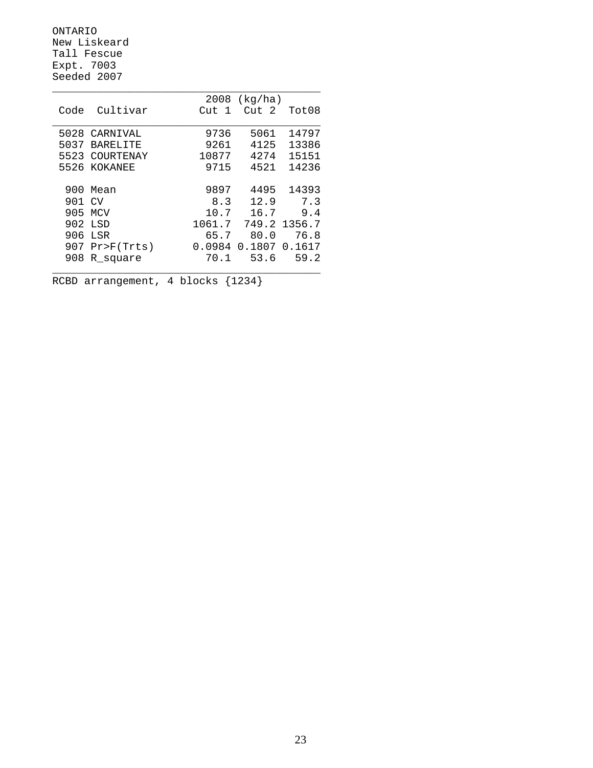ONTARIO
New Liskeard
Tall Fescue
Expt. 7003
Seeded 2007

| Code | Cultivar | 2008 (kg/ha) Cut 1 | Cut 2 | Tot08 |
|---|---|---|---|---|
| 5028 | CARNIVAL | 9736 | 5061 | 14797 |
| 5037 | BARELITE | 9261 | 4125 | 13386 |
| 5523 | COURTENAY | 10877 | 4274 | 15151 |
| 5526 | KOKANEE | 9715 | 4521 | 14236 |
| 900 | Mean | 9897 | 4495 | 14393 |
| 901 | CV | 8.3 | 12.9 | 7.3 |
| 905 | MCV | 10.7 | 16.7 | 9.4 |
| 902 | LSD | 1061.7 | 749.2 | 1356.7 |
| 906 | LSR | 65.7 | 80.0 | 76.8 |
| 907 | Pr>F(Trts) | 0.0984 | 0.1807 | 0.1617 |
| 908 | R_square | 70.1 | 53.6 | 59.2 |

RCBD arrangement, 4 blocks {1234}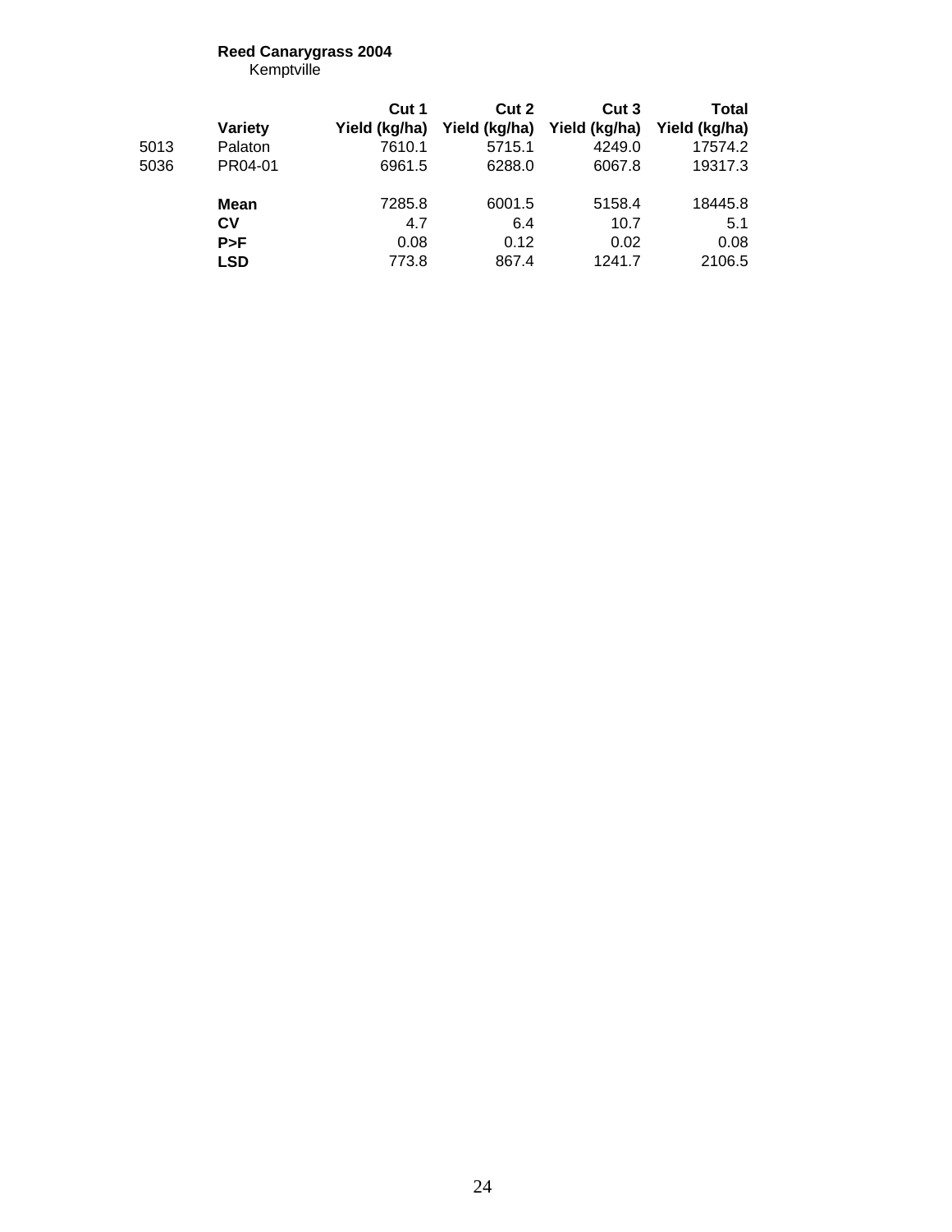**Reed Canarygrass 2004**

Kemptville

| | Variety | Cut 1 Yield (kg/ha) | Cut 2 Yield (kg/ha) | Cut 3 Yield (kg/ha) | Total Yield (kg/ha) |
|---|---|---|---|---|---|
| 5013 | Palaton | 7610.1 | 5715.1 | 4249.0 | 17574.2 |
| 5036 | PR04-01 | 6961.5 | 6288.0 | 6067.8 | 19317.3 |
| | **Mean** | 7285.8 | 6001.5 | 5158.4 | 18445.8 |
| | **CV** | 4.7 | 6.4 | 10.7 | 5.1 |
| | **P>F** | 0.08 | 0.12 | 0.02 | 0.08 |
| | **LSD** | 773.8 | 867.4 | 1241.7 | 2106.5 |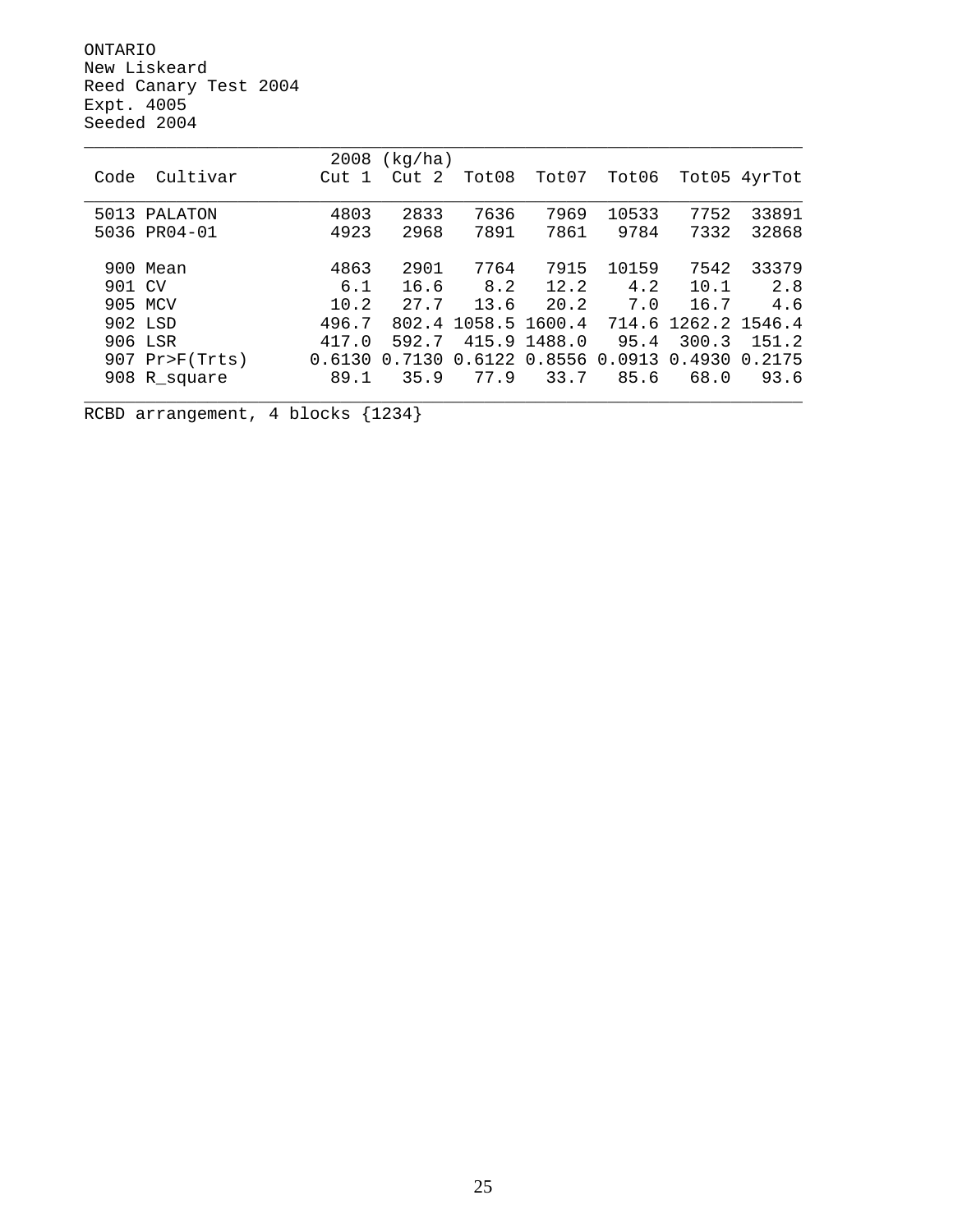ONTARIO
New Liskeard
Reed Canary Test 2004
Expt. 4005
Seeded 2004

| Code | Cultivar | 2008 (kg/ha) Cut 1 | Cut 2 | Tot08 | Tot07 | Tot06 | Tot05 | 4yrTot |
|---|---|---|---|---|---|---|---|---|
| 5013 | PALATON | 4803 | 2833 | 7636 | 7969 | 10533 | 7752 | 33891 |
| 5036 | PR04-01 | 4923 | 2968 | 7891 | 7861 | 9784 | 7332 | 32868 |
| 900 | Mean | 4863 | 2901 | 7764 | 7915 | 10159 | 7542 | 33379 |
| 901 | CV | 6.1 | 16.6 | 8.2 | 12.2 | 4.2 | 10.1 | 2.8 |
| 905 | MCV | 10.2 | 27.7 | 13.6 | 20.2 | 7.0 | 16.7 | 4.6 |
| 902 | LSD | 496.7 | 802.4 | 1058.5 | 1600.4 | 714.6 | 1262.2 | 1546.4 |
| 906 | LSR | 417.0 | 592.7 | 415.9 | 1488.0 | 95.4 | 300.3 | 151.2 |
| 907 | Pr>F(Trts) | 0.6130 | 0.7130 | 0.6122 | 0.8556 | 0.0913 | 0.4930 | 0.2175 |
| 908 | R_square | 89.1 | 35.9 | 77.9 | 33.7 | 85.6 | 68.0 | 93.6 |

RCBD arrangement, 4 blocks {1234}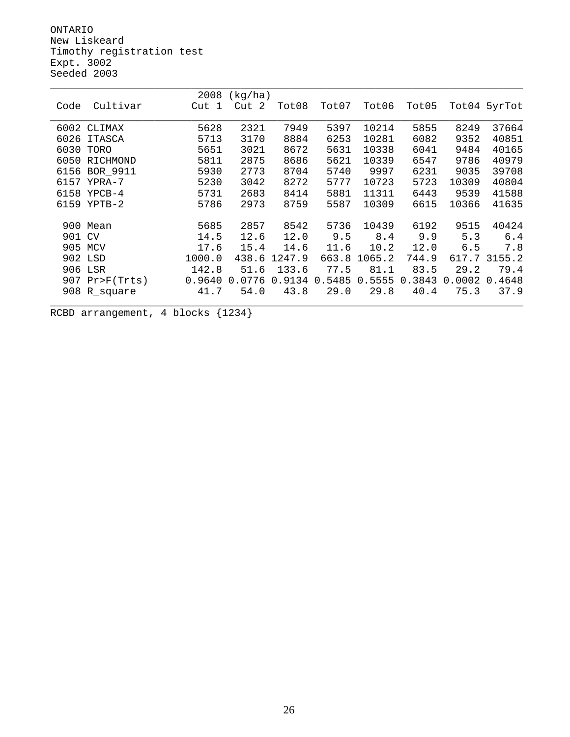ONTARIO
New Liskeard
Timothy registration test
Expt. 3002
Seeded 2003

| Code | Cultivar | 2008 (kg/ha) Cut 1 | Cut 2 | Tot08 | Tot07 | Tot06 | Tot05 | Tot04 | 5yrTot |
|---|---|---|---|---|---|---|---|---|---|
| 6002 | CLIMAX | 5628 | 2321 | 7949 | 5397 | 10214 | 5855 | 8249 | 37664 |
| 6026 | ITASCA | 5713 | 3170 | 8884 | 6253 | 10281 | 6082 | 9352 | 40851 |
| 6030 | TORO | 5651 | 3021 | 8672 | 5631 | 10338 | 6041 | 9484 | 40165 |
| 6050 | RICHMOND | 5811 | 2875 | 8686 | 5621 | 10339 | 6547 | 9786 | 40979 |
| 6156 | BOR_9911 | 5930 | 2773 | 8704 | 5740 | 9997 | 6231 | 9035 | 39708 |
| 6157 | YPRA-7 | 5230 | 3042 | 8272 | 5777 | 10723 | 5723 | 10309 | 40804 |
| 6158 | YPCB-4 | 5731 | 2683 | 8414 | 5881 | 11311 | 6443 | 9539 | 41588 |
| 6159 | YPTB-2 | 5786 | 2973 | 8759 | 5587 | 10309 | 6615 | 10366 | 41635 |
| 900 | Mean | 5685 | 2857 | 8542 | 5736 | 10439 | 6192 | 9515 | 40424 |
| 901 | CV | 14.5 | 12.6 | 12.0 | 9.5 | 8.4 | 9.9 | 5.3 | 6.4 |
| 905 | MCV | 17.6 | 15.4 | 14.6 | 11.6 | 10.2 | 12.0 | 6.5 | 7.8 |
| 902 | LSD | 1000.0 | 438.6 | 1247.9 | 663.8 | 1065.2 | 744.9 | 617.7 | 3155.2 |
| 906 | LSR | 142.8 | 51.6 | 133.6 | 77.5 | 81.1 | 83.5 | 29.2 | 79.4 |
| 907 | Pr>F(Trts) | 0.9640 | 0.0776 | 0.9134 | 0.5485 | 0.5555 | 0.3843 | 0.0002 | 0.4648 |
| 908 | R_square | 41.7 | 54.0 | 43.8 | 29.0 | 29.8 | 40.4 | 75.3 | 37.9 |

RCBD arrangement, 4 blocks {1234}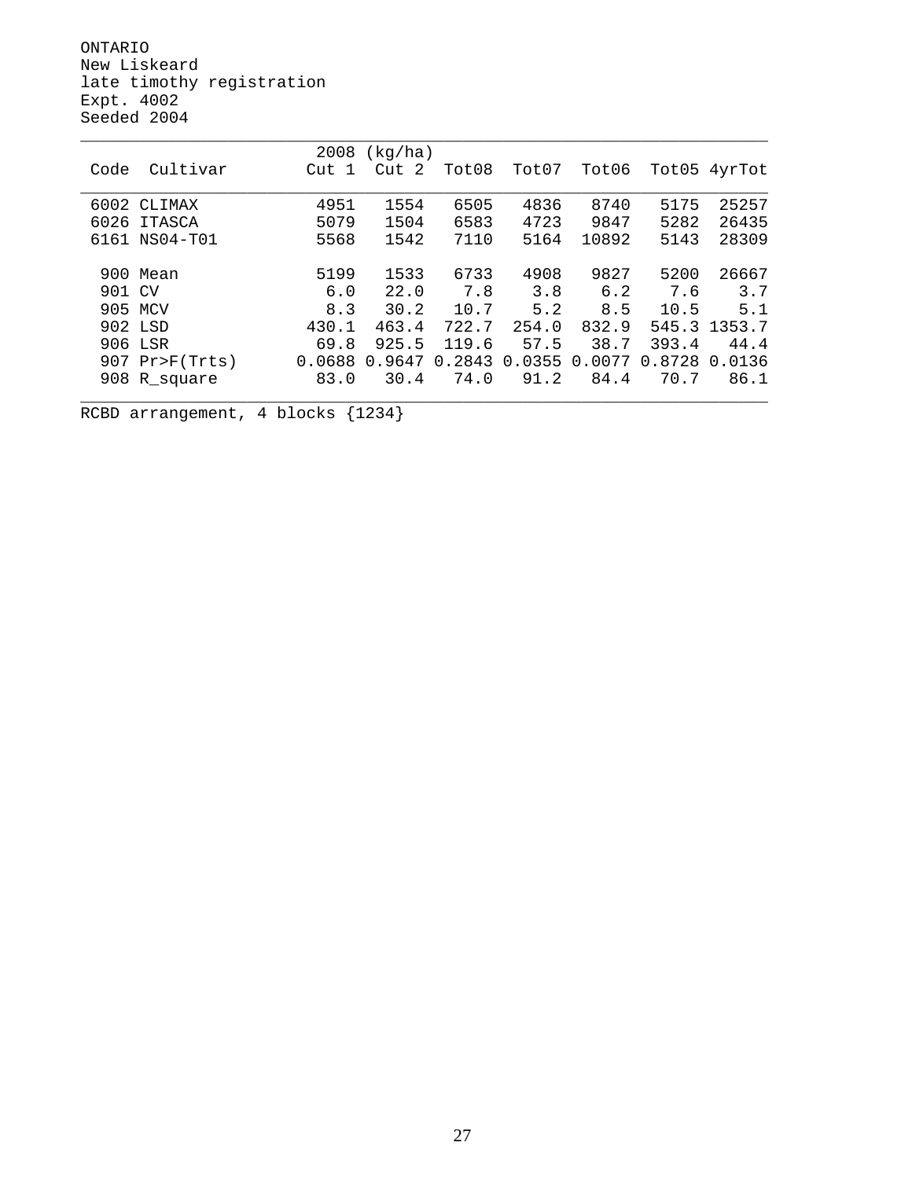ONTARIO
New Liskeard
late timothy registration
Expt. 4002
Seeded 2004

| Code | Cultivar | 2008 (kg/ha) Cut 1 | Cut 2 | Tot08 | Tot07 | Tot06 | Tot05 | 4yrTot |
|---|---|---|---|---|---|---|---|---|
| 6002 | CLIMAX | 4951 | 1554 | 6505 | 4836 | 8740 | 5175 | 25257 |
| 6026 | ITASCA | 5079 | 1504 | 6583 | 4723 | 9847 | 5282 | 26435 |
| 6161 | NS04-T01 | 5568 | 1542 | 7110 | 5164 | 10892 | 5143 | 28309 |
| 900 | Mean | 5199 | 1533 | 6733 | 4908 | 9827 | 5200 | 26667 |
| 901 | CV | 6.0 | 22.0 | 7.8 | 3.8 | 6.2 | 7.6 | 3.7 |
| 905 | MCV | 8.3 | 30.2 | 10.7 | 5.2 | 8.5 | 10.5 | 5.1 |
| 902 | LSD | 430.1 | 463.4 | 722.7 | 254.0 | 832.9 | 545.3 | 1353.7 |
| 906 | LSR | 69.8 | 925.5 | 119.6 | 57.5 | 38.7 | 393.4 | 44.4 |
| 907 | Pr>F(Trts) | 0.0688 | 0.9647 | 0.2843 | 0.0355 | 0.0077 | 0.8728 | 0.0136 |
| 908 | R_square | 83.0 | 30.4 | 74.0 | 91.2 | 84.4 | 70.7 | 86.1 |

RCBD arrangement, 4 blocks {1234}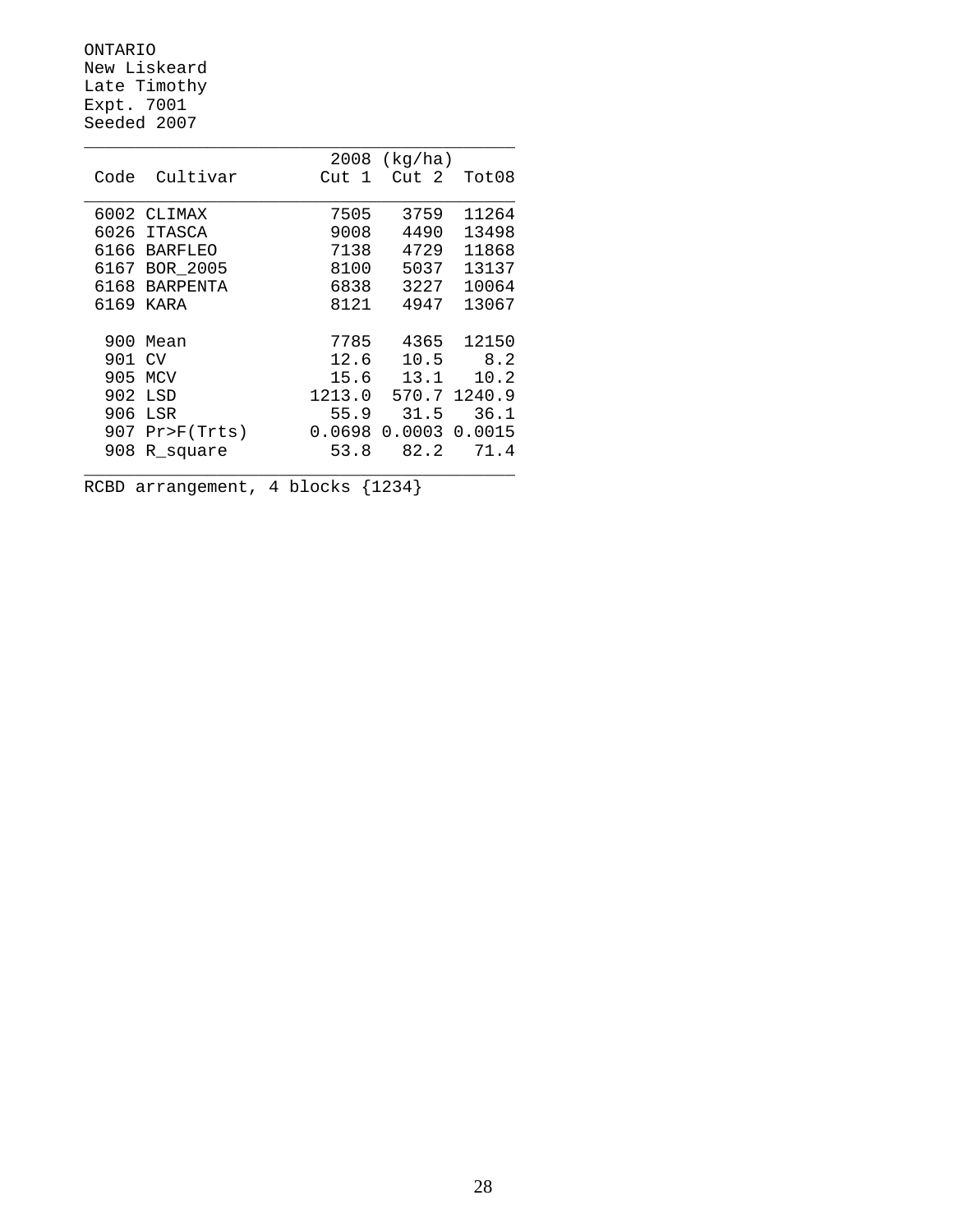ONTARIO
New Liskeard
Late Timothy
Expt. 7001
Seeded 2007

| Code | Cultivar | 2008 (kg/ha) Cut 1 | Cut 2 | Tot08 |
|---|---|---|---|---|
| 6002 | CLIMAX | 7505 | 3759 | 11264 |
| 6026 | ITASCA | 9008 | 4490 | 13498 |
| 6166 | BARFLEO | 7138 | 4729 | 11868 |
| 6167 | BOR_2005 | 8100 | 5037 | 13137 |
| 6168 | BARPENTA | 6838 | 3227 | 10064 |
| 6169 | KARA | 8121 | 4947 | 13067 |
| | | | | |
| 900 | Mean | 7785 | 4365 | 12150 |
| 901 | CV | 12.6 | 10.5 | 8.2 |
| 905 | MCV | 15.6 | 13.1 | 10.2 |
| 902 | LSD | 1213.0 | 570.7 | 1240.9 |
| 906 | LSR | 55.9 | 31.5 | 36.1 |
| 907 | Pr>F(Trts) | 0.0698 | 0.0003 | 0.0015 |
| 908 | R_square | 53.8 | 82.2 | 71.4 |

RCBD arrangement, 4 blocks {1234}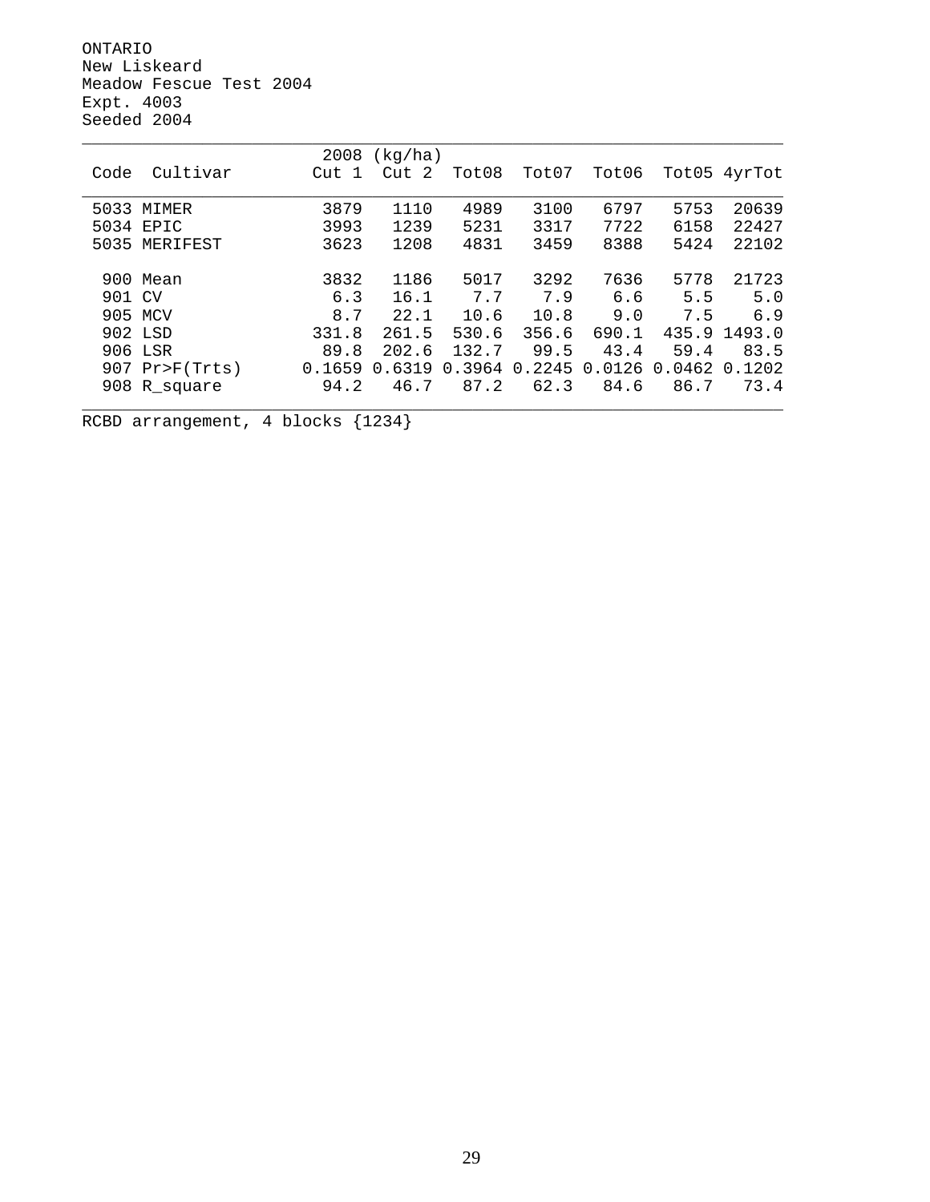ONTARIO
New Liskeard
Meadow Fescue Test 2004
Expt. 4003
Seeded 2004

| Code | Cultivar | 2008 (kg/ha) Cut 1 | Cut 2 | Tot08 | Tot07 | Tot06 | Tot05 | 4yrTot |
|---|---|---|---|---|---|---|---|---|
| 5033 | MIMER | 3879 | 1110 | 4989 | 3100 | 6797 | 5753 | 20639 |
| 5034 | EPIC | 3993 | 1239 | 5231 | 3317 | 7722 | 6158 | 22427 |
| 5035 | MERIFEST | 3623 | 1208 | 4831 | 3459 | 8388 | 5424 | 22102 |
| 900 | Mean | 3832 | 1186 | 5017 | 3292 | 7636 | 5778 | 21723 |
| 901 | CV | 6.3 | 16.1 | 7.7 | 7.9 | 6.6 | 5.5 | 5.0 |
| 905 | MCV | 8.7 | 22.1 | 10.6 | 10.8 | 9.0 | 7.5 | 6.9 |
| 902 | LSD | 331.8 | 261.5 | 530.6 | 356.6 | 690.1 | 435.9 | 1493.0 |
| 906 | LSR | 89.8 | 202.6 | 132.7 | 99.5 | 43.4 | 59.4 | 83.5 |
| 907 | Pr>F(Trts) | 0.1659 | 0.6319 | 0.3964 | 0.2245 | 0.0126 | 0.0462 | 0.1202 |
| 908 | R_square | 94.2 | 46.7 | 87.2 | 62.3 | 84.6 | 86.7 | 73.4 |

RCBD arrangement, 4 blocks {1234}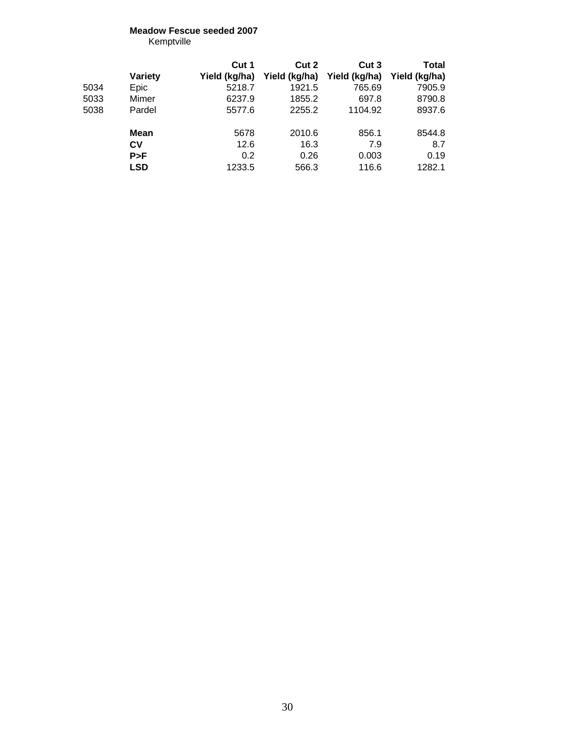**Meadow Fescue seeded 2007**
Kemptville

| | Variety | Cut 1 Yield (kg/ha) | Cut 2 Yield (kg/ha) | Cut 3 Yield (kg/ha) | Total Yield (kg/ha) |
|---|---|---|---|---|---|
| 5034 | Epic | 5218.7 | 1921.5 | 765.69 | 7905.9 |
| 5033 | Mimer | 6237.9 | 1855.2 | 697.8 | 8790.8 |
| 5038 | Pardel | 5577.6 | 2255.2 | 1104.92 | 8937.6 |
| | **Mean** | 5678 | 2010.6 | 856.1 | 8544.8 |
| | **CV** | 12.6 | 16.3 | 7.9 | 8.7 |
| | **P>F** | 0.2 | 0.26 | 0.003 | 0.19 |
| | **LSD** | 1233.5 | 566.3 | 116.6 | 1282.1 |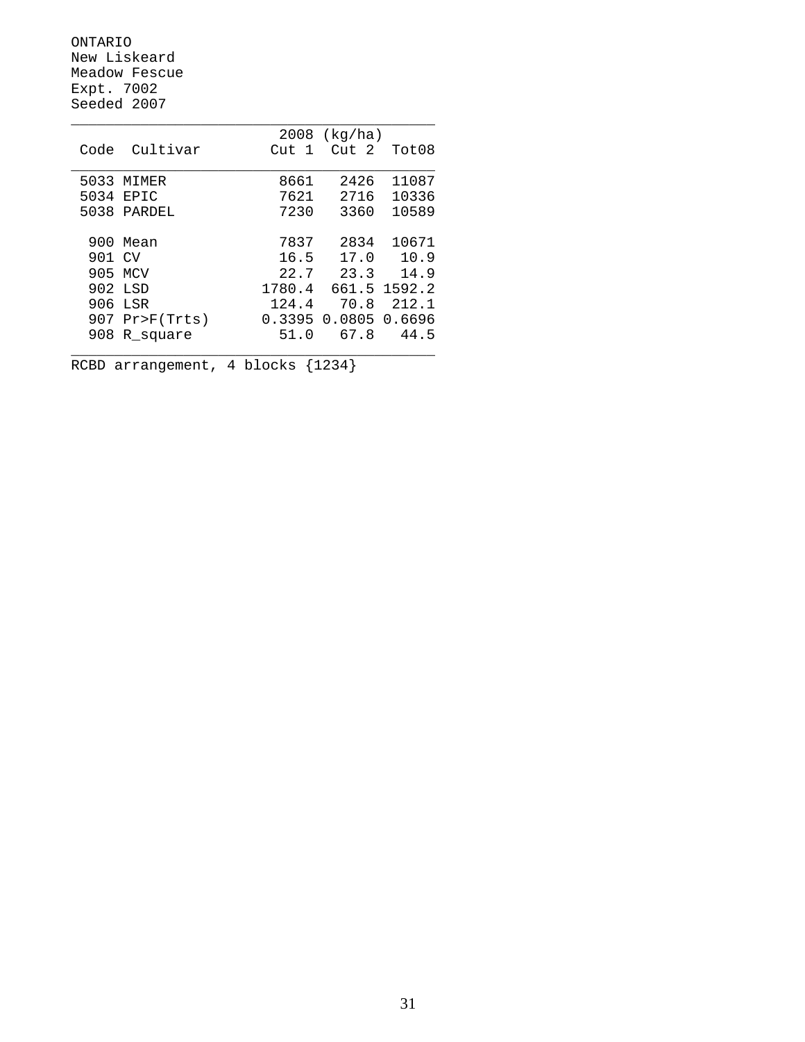ONTARIO
New Liskeard
Meadow Fescue
Expt. 7002
Seeded 2007

| Code | Cultivar | 2008 (kg/ha) Cut 1 | Cut 2 | Tot08 |
|---|---|---|---|---|
| 5033 | MIMER | 8661 | 2426 | 11087 |
| 5034 | EPIC | 7621 | 2716 | 10336 |
| 5038 | PARDEL | 7230 | 3360 | 10589 |
| | | | | |
| 900 | Mean | 7837 | 2834 | 10671 |
| 901 | CV | 16.5 | 17.0 | 10.9 |
| 905 | MCV | 22.7 | 23.3 | 14.9 |
| 902 | LSD | 1780.4 | 661.5 | 1592.2 |
| 906 | LSR | 124.4 | 70.8 | 212.1 |
| 907 | Pr>F(Trts) | 0.3395 | 0.0805 | 0.6696 |
| 908 | R_square | 51.0 | 67.8 | 44.5 |

RCBD arrangement, 4 blocks {1234}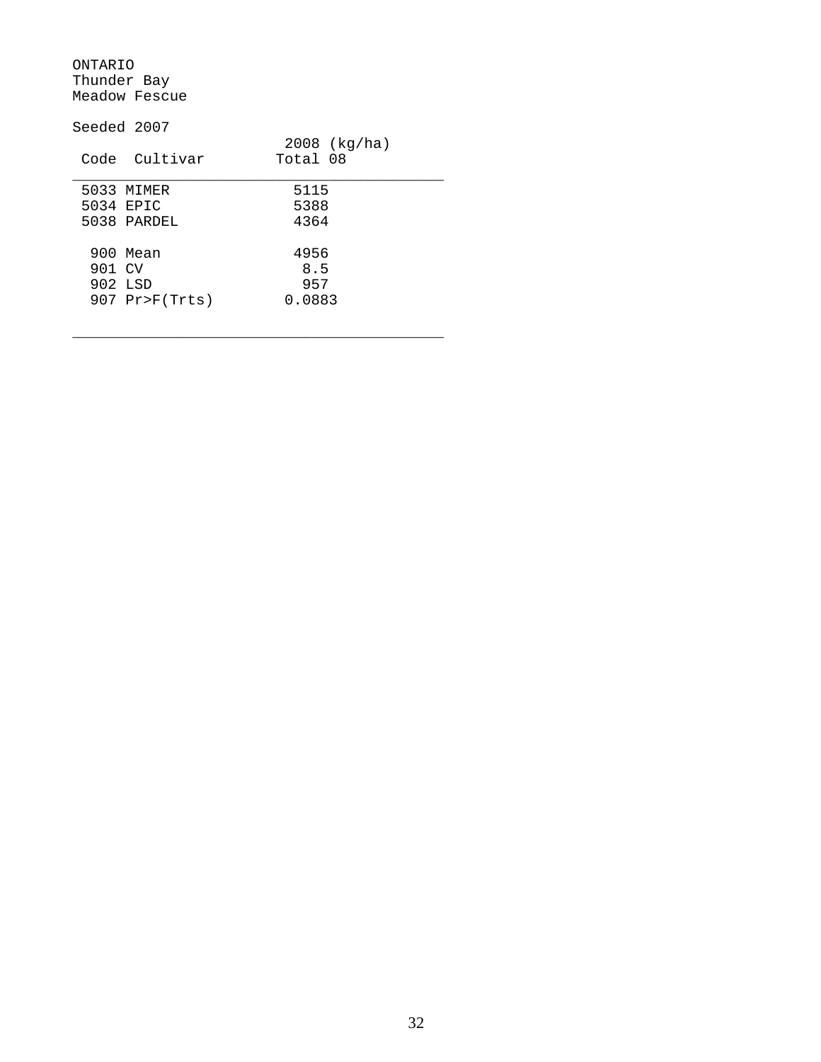ONTARIO
Thunder Bay
Meadow Fescue

Seeded 2007

| Code | Cultivar | 2008 (kg/ha) Total 08 |
|---|---|---|
| 5033 | MIMER | 5115 |
| 5034 | EPIC | 5388 |
| 5038 | PARDEL | 4364 |
| | | |
| 900 | Mean | 4956 |
| 901 | CV | 8.5 |
| 902 | LSD | 957 |
| 907 | Pr>F(Trts) | 0.0883 |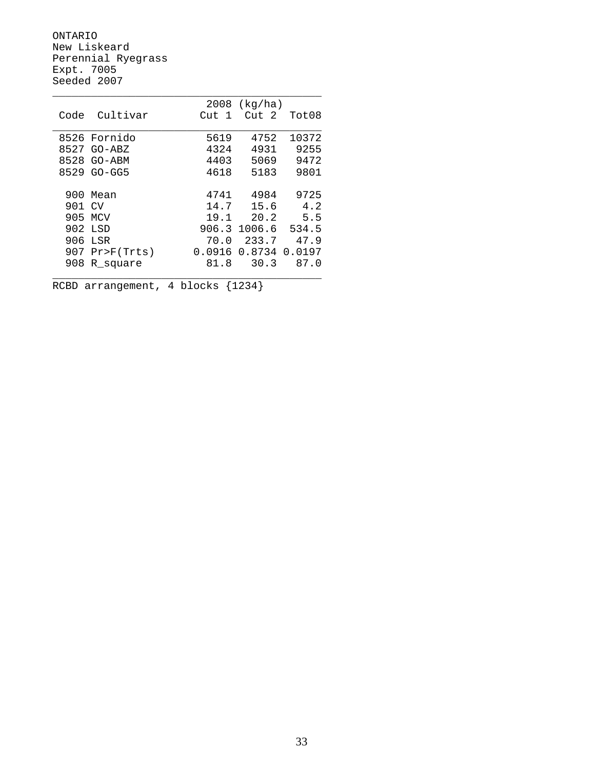ONTARIO
New Liskeard
Perennial Ryegrass
Expt. 7005
Seeded 2007

| Code | Cultivar | 2008 (kg/ha) Cut 1 | Cut 2 | Tot08 |
|---|---|---|---|---|
| 8526 | Fornido | 5619 | 4752 | 10372 |
| 8527 | GO-ABZ | 4324 | 4931 | 9255 |
| 8528 | GO-ABM | 4403 | 5069 | 9472 |
| 8529 | GO-GG5 | 4618 | 5183 | 9801 |
| | | | | |
| 900 | Mean | 4741 | 4984 | 9725 |
| 901 | CV | 14.7 | 15.6 | 4.2 |
| 905 | MCV | 19.1 | 20.2 | 5.5 |
| 902 | LSD | 906.3 | 1006.6 | 534.5 |
| 906 | LSR | 70.0 | 233.7 | 47.9 |
| 907 | Pr>F(Trts) | 0.0916 | 0.8734 | 0.0197 |
| 908 | R_square | 81.8 | 30.3 | 87.0 |

RCBD arrangement, 4 blocks {1234}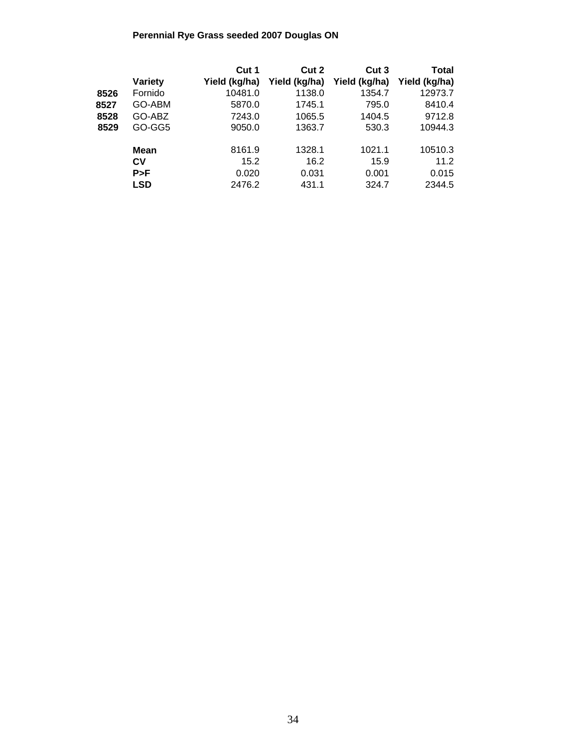**Perennial Rye Grass seeded 2007 Douglas ON**

| | Variety | Cut 1 Yield (kg/ha) | Cut 2 Yield (kg/ha) | Cut 3 Yield (kg/ha) | Total Yield (kg/ha) |
|---|---|---|---|---|---|
| **8526** | Fornido | 10481.0 | 1138.0 | 1354.7 | 12973.7 |
| **8527** | GO-ABM | 5870.0 | 1745.1 | 795.0 | 8410.4 |
| **8528** | GO-ABZ | 7243.0 | 1065.5 | 1404.5 | 9712.8 |
| **8529** | GO-GG5 | 9050.0 | 1363.7 | 530.3 | 10944.3 |
| | **Mean** | 8161.9 | 1328.1 | 1021.1 | 10510.3 |
| | **CV** | 15.2 | 16.2 | 15.9 | 11.2 |
| | **P>F** | 0.020 | 0.031 | 0.001 | 0.015 |
| | **LSD** | 2476.2 | 431.1 | 324.7 | 2344.5 |